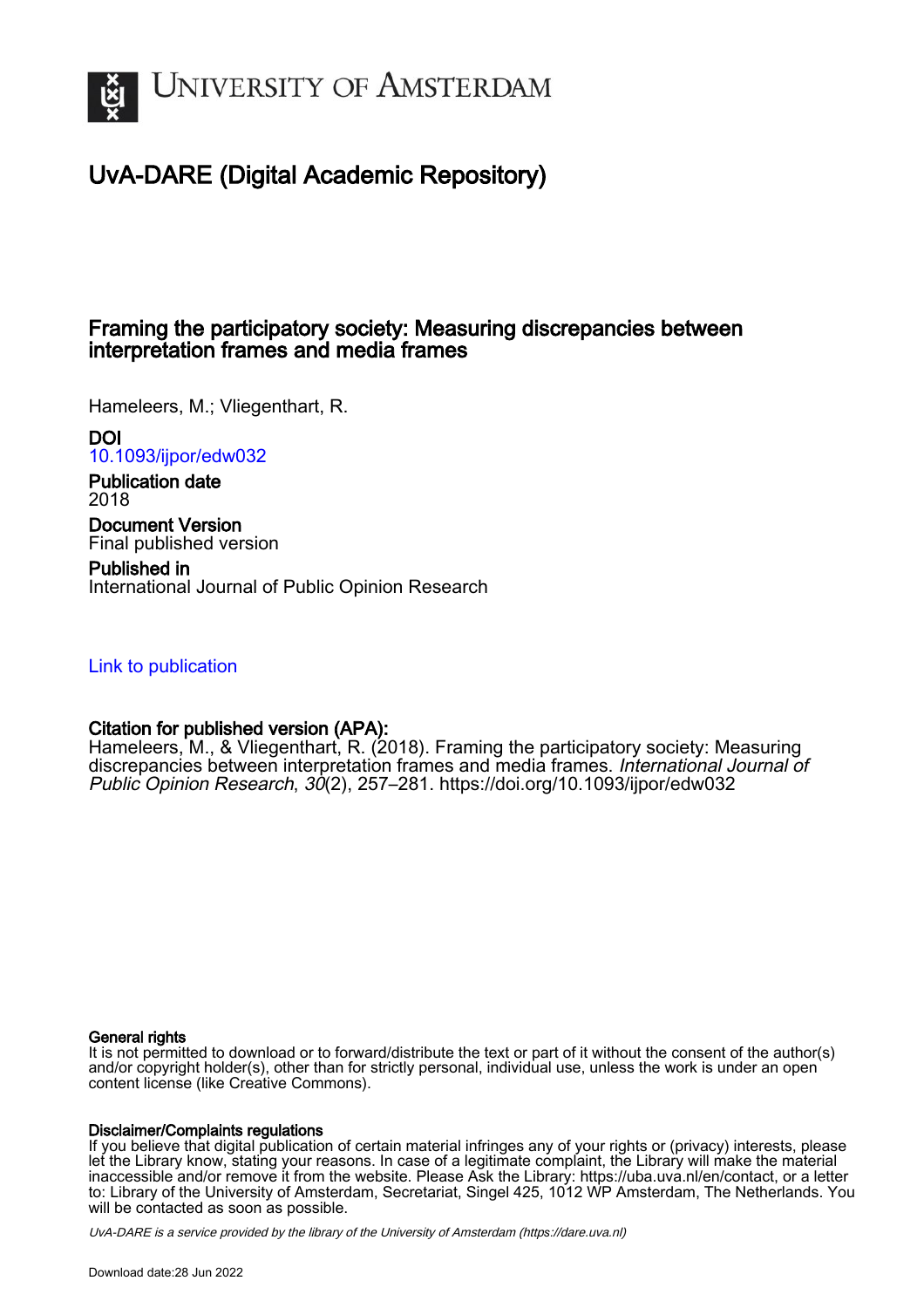# University of Amsterdam

## UvA-DARE (Digital Academic Repository)

### Framing the participatory society: Measuring discrepancies between interpretation frames and media frames

Hameleers, M.; Vliegenthart, R.

**DOI**
10.1093/ijpor/edw032

**Publication date**
2018

**Document Version**
Final published version

**Published in**
International Journal of Public Opinion Research

Link to publication

**Citation for published version (APA):**
Hameleers, M., & Vliegenthart, R. (2018). Framing the participatory society: Measuring discrepancies between interpretation frames and media frames. *International Journal of Public Opinion Research*, *30*(2), 257–281. https://doi.org/10.1093/ijpor/edw032

**General rights**
It is not permitted to download or to forward/distribute the text or part of it without the consent of the author(s) and/or copyright holder(s), other than for strictly personal, individual use, unless the work is under an open content license (like Creative Commons).

**Disclaimer/Complaints regulations**
If you believe that digital publication of certain material infringes any of your rights or (privacy) interests, please let the Library know, stating your reasons. In case of a legitimate complaint, the Library will make the material inaccessible and/or remove it from the website. Please Ask the Library: https://uba.uva.nl/en/contact, or a letter to: Library of the University of Amsterdam, Secretariat, Singel 425, 1012 WP Amsterdam, The Netherlands. You will be contacted as soon as possible.

*UvA-DARE is a service provided by the library of the University of Amsterdam (https://dare.uva.nl)*

Download date:28 Jun 2022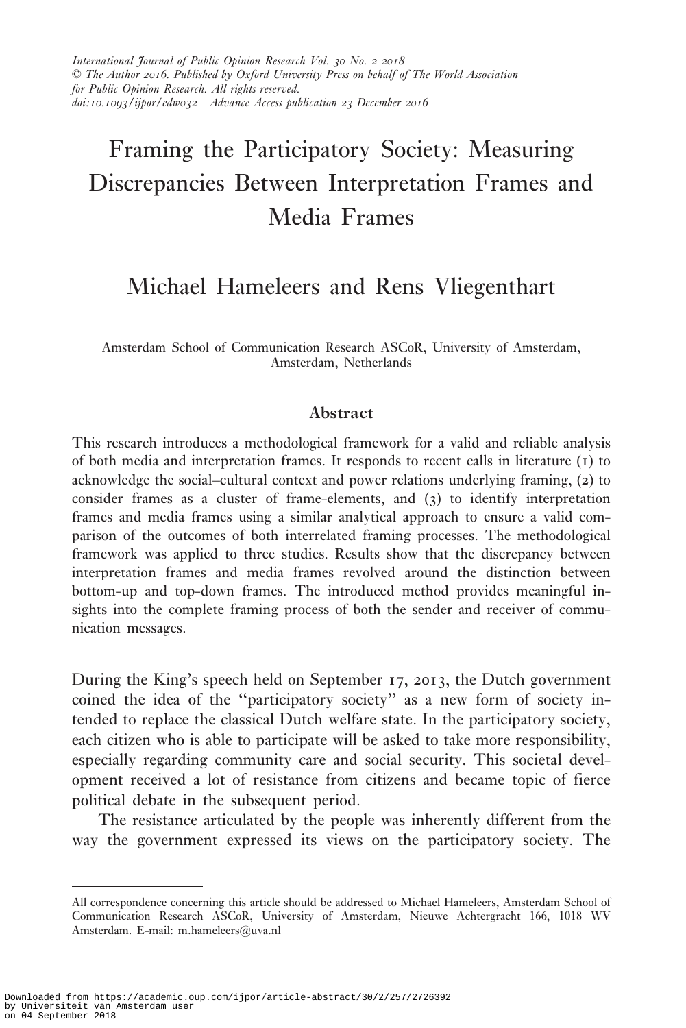# Framing the Participatory Society: Measuring Discrepancies Between Interpretation Frames and Media Frames

## Michael Hameleers and Rens Vliegenthart

Amsterdam School of Communication Research ASCoR, University of Amsterdam, Amsterdam, Netherlands

### Abstract

This research introduces a methodological framework for a valid and reliable analysis of both media and interpretation frames. It responds to recent calls in literature (1) to acknowledge the social–cultural context and power relations underlying framing, (2) to consider frames as a cluster of frame-elements, and (3) to identify interpretation frames and media frames using a similar analytical approach to ensure a valid comparison of the outcomes of both interrelated framing processes. The methodological framework was applied to three studies. Results show that the discrepancy between interpretation frames and media frames revolved around the distinction between bottom-up and top-down frames. The introduced method provides meaningful insights into the complete framing process of both the sender and receiver of communication messages.

During the King's speech held on September 17, 2013, the Dutch government coined the idea of the "participatory society" as a new form of society intended to replace the classical Dutch welfare state. In the participatory society, each citizen who is able to participate will be asked to take more responsibility, especially regarding community care and social security. This societal development received a lot of resistance from citizens and became topic of fierce political debate in the subsequent period.

The resistance articulated by the people was inherently different from the way the government expressed its views on the participatory society. The

---

All correspondence concerning this article should be addressed to Michael Hameleers, Amsterdam School of Communication Research ASCoR, University of Amsterdam, Nieuwe Achtergracht 166, 1018 WV Amsterdam. E-mail: m.hameleers@uva.nl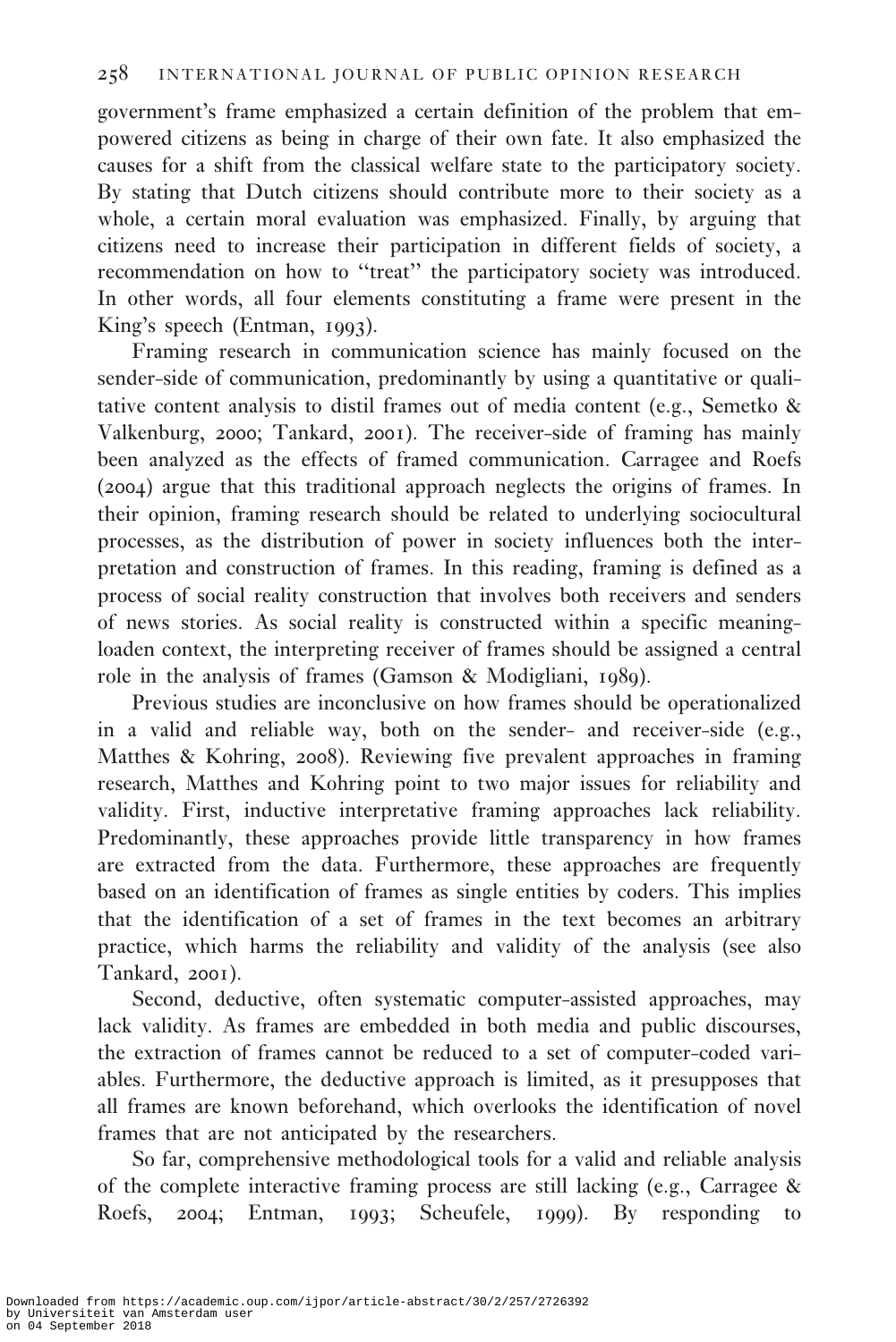government's frame emphasized a certain definition of the problem that empowered citizens as being in charge of their own fate. It also emphasized the causes for a shift from the classical welfare state to the participatory society. By stating that Dutch citizens should contribute more to their society as a whole, a certain moral evaluation was emphasized. Finally, by arguing that citizens need to increase their participation in different fields of society, a recommendation on how to "treat" the participatory society was introduced. In other words, all four elements constituting a frame were present in the King's speech (Entman, 1993).

Framing research in communication science has mainly focused on the sender-side of communication, predominantly by using a quantitative or qualitative content analysis to distil frames out of media content (e.g., Semetko & Valkenburg, 2000; Tankard, 2001). The receiver-side of framing has mainly been analyzed as the effects of framed communication. Carragee and Roefs (2004) argue that this traditional approach neglects the origins of frames. In their opinion, framing research should be related to underlying sociocultural processes, as the distribution of power in society influences both the interpretation and construction of frames. In this reading, framing is defined as a process of social reality construction that involves both receivers and senders of news stories. As social reality is constructed within a specific meaning-loaden context, the interpreting receiver of frames should be assigned a central role in the analysis of frames (Gamson & Modigliani, 1989).

Previous studies are inconclusive on how frames should be operationalized in a valid and reliable way, both on the sender- and receiver-side (e.g., Matthes & Kohring, 2008). Reviewing five prevalent approaches in framing research, Matthes and Kohring point to two major issues for reliability and validity. First, inductive interpretative framing approaches lack reliability. Predominantly, these approaches provide little transparency in how frames are extracted from the data. Furthermore, these approaches are frequently based on an identification of frames as single entities by coders. This implies that the identification of a set of frames in the text becomes an arbitrary practice, which harms the reliability and validity of the analysis (see also Tankard, 2001).

Second, deductive, often systematic computer-assisted approaches, may lack validity. As frames are embedded in both media and public discourses, the extraction of frames cannot be reduced to a set of computer-coded variables. Furthermore, the deductive approach is limited, as it presupposes that all frames are known beforehand, which overlooks the identification of novel frames that are not anticipated by the researchers.

So far, comprehensive methodological tools for a valid and reliable analysis of the complete interactive framing process are still lacking (e.g., Carragee & Roefs, 2004; Entman, 1993; Scheufele, 1999). By responding to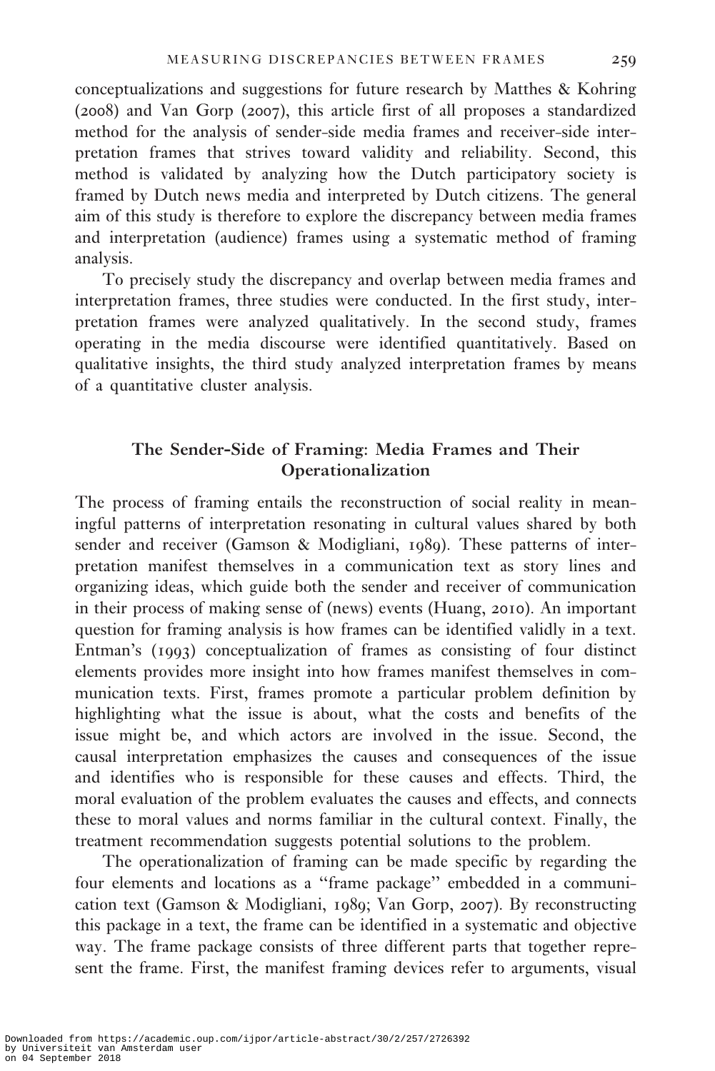conceptualizations and suggestions for future research by Matthes & Kohring (2008) and Van Gorp (2007), this article first of all proposes a standardized method for the analysis of sender-side media frames and receiver-side interpretation frames that strives toward validity and reliability. Second, this method is validated by analyzing how the Dutch participatory society is framed by Dutch news media and interpreted by Dutch citizens. The general aim of this study is therefore to explore the discrepancy between media frames and interpretation (audience) frames using a systematic method of framing analysis.

To precisely study the discrepancy and overlap between media frames and interpretation frames, three studies were conducted. In the first study, interpretation frames were analyzed qualitatively. In the second study, frames operating in the media discourse were identified quantitatively. Based on qualitative insights, the third study analyzed interpretation frames by means of a quantitative cluster analysis.

## The Sender-Side of Framing: Media Frames and Their Operationalization

The process of framing entails the reconstruction of social reality in meaningful patterns of interpretation resonating in cultural values shared by both sender and receiver (Gamson & Modigliani, 1989). These patterns of interpretation manifest themselves in a communication text as story lines and organizing ideas, which guide both the sender and receiver of communication in their process of making sense of (news) events (Huang, 2010). An important question for framing analysis is how frames can be identified validly in a text. Entman's (1993) conceptualization of frames as consisting of four distinct elements provides more insight into how frames manifest themselves in communication texts. First, frames promote a particular problem definition by highlighting what the issue is about, what the costs and benefits of the issue might be, and which actors are involved in the issue. Second, the causal interpretation emphasizes the causes and consequences of the issue and identifies who is responsible for these causes and effects. Third, the moral evaluation of the problem evaluates the causes and effects, and connects these to moral values and norms familiar in the cultural context. Finally, the treatment recommendation suggests potential solutions to the problem.

The operationalization of framing can be made specific by regarding the four elements and locations as a "frame package" embedded in a communication text (Gamson & Modigliani, 1989; Van Gorp, 2007). By reconstructing this package in a text, the frame can be identified in a systematic and objective way. The frame package consists of three different parts that together represent the frame. First, the manifest framing devices refer to arguments, visual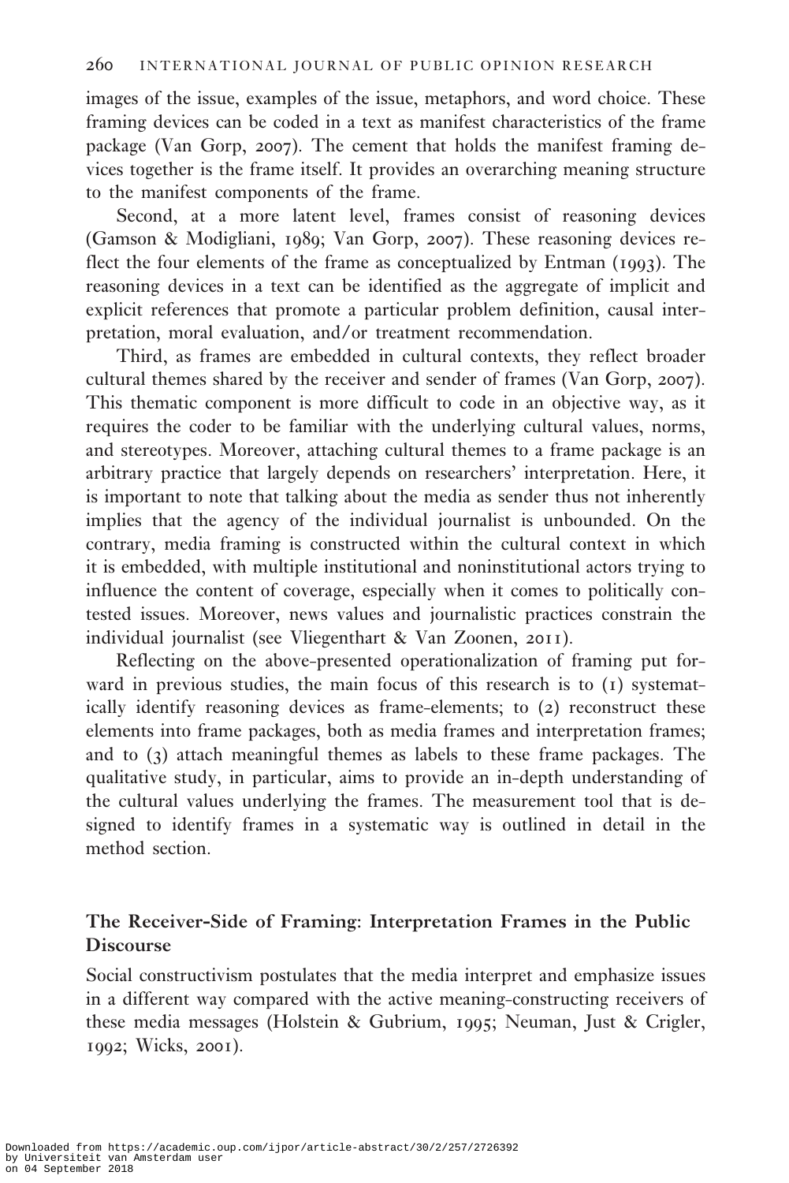images of the issue, examples of the issue, metaphors, and word choice. These framing devices can be coded in a text as manifest characteristics of the frame package (Van Gorp, 2007). The cement that holds the manifest framing devices together is the frame itself. It provides an overarching meaning structure to the manifest components of the frame.

Second, at a more latent level, frames consist of reasoning devices (Gamson & Modigliani, 1989; Van Gorp, 2007). These reasoning devices reflect the four elements of the frame as conceptualized by Entman (1993). The reasoning devices in a text can be identified as the aggregate of implicit and explicit references that promote a particular problem definition, causal interpretation, moral evaluation, and/or treatment recommendation.

Third, as frames are embedded in cultural contexts, they reflect broader cultural themes shared by the receiver and sender of frames (Van Gorp, 2007). This thematic component is more difficult to code in an objective way, as it requires the coder to be familiar with the underlying cultural values, norms, and stereotypes. Moreover, attaching cultural themes to a frame package is an arbitrary practice that largely depends on researchers' interpretation. Here, it is important to note that talking about the media as sender thus not inherently implies that the agency of the individual journalist is unbounded. On the contrary, media framing is constructed within the cultural context in which it is embedded, with multiple institutional and noninstitutional actors trying to influence the content of coverage, especially when it comes to politically contested issues. Moreover, news values and journalistic practices constrain the individual journalist (see Vliegenthart & Van Zoonen, 2011).

Reflecting on the above-presented operationalization of framing put forward in previous studies, the main focus of this research is to (1) systematically identify reasoning devices as frame-elements; to (2) reconstruct these elements into frame packages, both as media frames and interpretation frames; and to (3) attach meaningful themes as labels to these frame packages. The qualitative study, in particular, aims to provide an in-depth understanding of the cultural values underlying the frames. The measurement tool that is designed to identify frames in a systematic way is outlined in detail in the method section.

## The Receiver-Side of Framing: Interpretation Frames in the Public Discourse

Social constructivism postulates that the media interpret and emphasize issues in a different way compared with the active meaning-constructing receivers of these media messages (Holstein & Gubrium, 1995; Neuman, Just & Crigler, 1992; Wicks, 2001).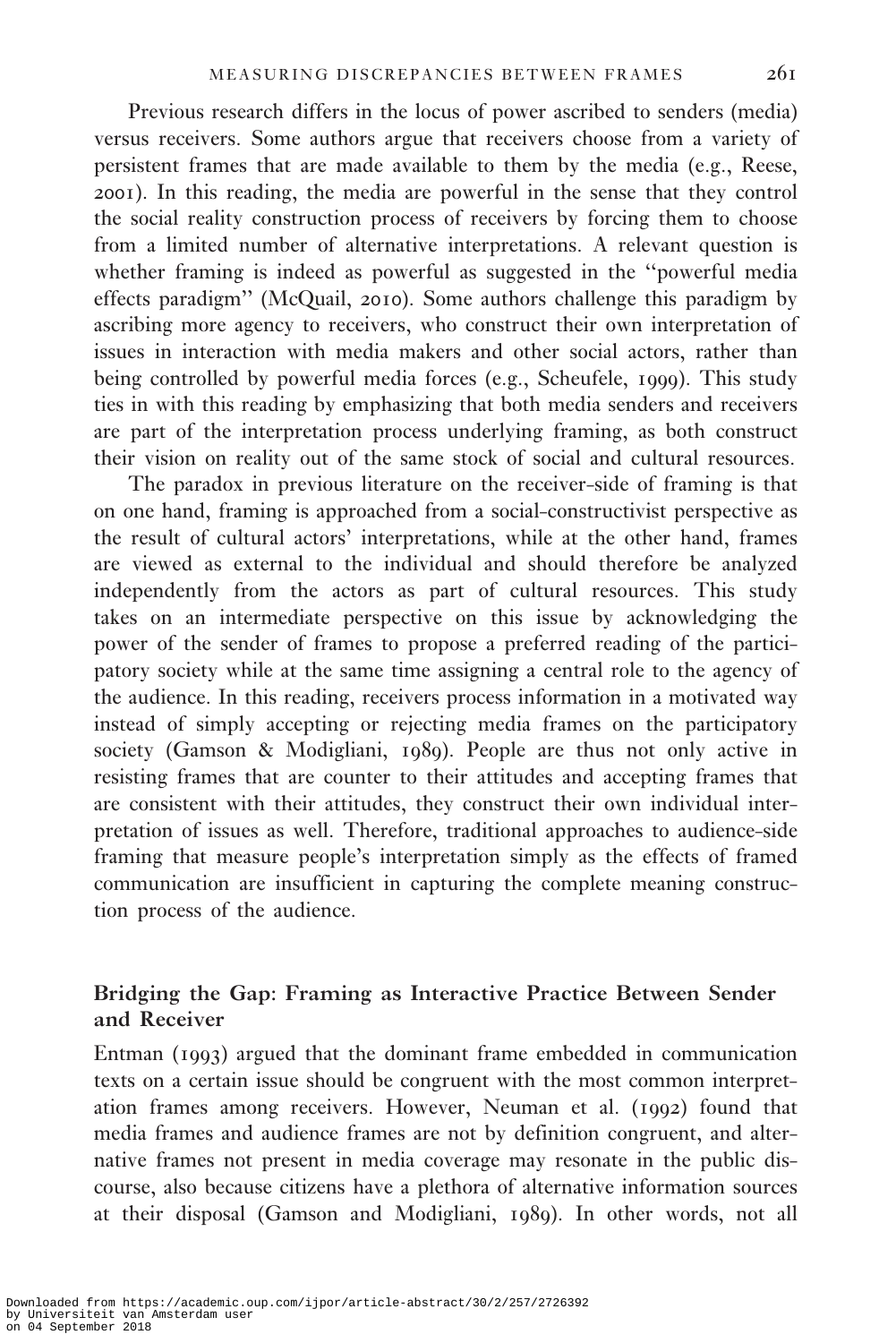Previous research differs in the locus of power ascribed to senders (media) versus receivers. Some authors argue that receivers choose from a variety of persistent frames that are made available to them by the media (e.g., Reese, 2001). In this reading, the media are powerful in the sense that they control the social reality construction process of receivers by forcing them to choose from a limited number of alternative interpretations. A relevant question is whether framing is indeed as powerful as suggested in the ''powerful media effects paradigm'' (McQuail, 2010). Some authors challenge this paradigm by ascribing more agency to receivers, who construct their own interpretation of issues in interaction with media makers and other social actors, rather than being controlled by powerful media forces (e.g., Scheufele, 1999). This study ties in with this reading by emphasizing that both media senders and receivers are part of the interpretation process underlying framing, as both construct their vision on reality out of the same stock of social and cultural resources.

The paradox in previous literature on the receiver-side of framing is that on one hand, framing is approached from a social-constructivist perspective as the result of cultural actors' interpretations, while at the other hand, frames are viewed as external to the individual and should therefore be analyzed independently from the actors as part of cultural resources. This study takes on an intermediate perspective on this issue by acknowledging the power of the sender of frames to propose a preferred reading of the participatory society while at the same time assigning a central role to the agency of the audience. In this reading, receivers process information in a motivated way instead of simply accepting or rejecting media frames on the participatory society (Gamson & Modigliani, 1989). People are thus not only active in resisting frames that are counter to their attitudes and accepting frames that are consistent with their attitudes, they construct their own individual interpretation of issues as well. Therefore, traditional approaches to audience-side framing that measure people's interpretation simply as the effects of framed communication are insufficient in capturing the complete meaning construction process of the audience.

## Bridging the Gap: Framing as Interactive Practice Between Sender and Receiver

Entman (1993) argued that the dominant frame embedded in communication texts on a certain issue should be congruent with the most common interpretation frames among receivers. However, Neuman et al. (1992) found that media frames and audience frames are not by definition congruent, and alternative frames not present in media coverage may resonate in the public discourse, also because citizens have a plethora of alternative information sources at their disposal (Gamson and Modigliani, 1989). In other words, not all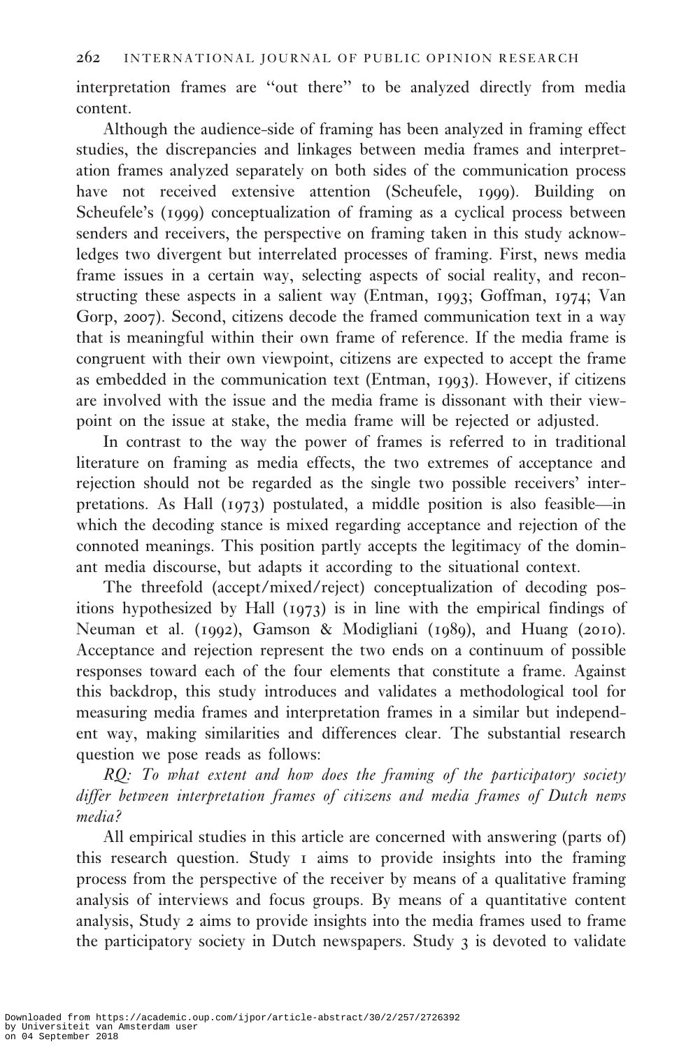interpretation frames are "out there" to be analyzed directly from media content.

Although the audience-side of framing has been analyzed in framing effect studies, the discrepancies and linkages between media frames and interpretation frames analyzed separately on both sides of the communication process have not received extensive attention (Scheufele, 1999). Building on Scheufele's (1999) conceptualization of framing as a cyclical process between senders and receivers, the perspective on framing taken in this study acknowledges two divergent but interrelated processes of framing. First, news media frame issues in a certain way, selecting aspects of social reality, and reconstructing these aspects in a salient way (Entman, 1993; Goffman, 1974; Van Gorp, 2007). Second, citizens decode the framed communication text in a way that is meaningful within their own frame of reference. If the media frame is congruent with their own viewpoint, citizens are expected to accept the frame as embedded in the communication text (Entman, 1993). However, if citizens are involved with the issue and the media frame is dissonant with their viewpoint on the issue at stake, the media frame will be rejected or adjusted.

In contrast to the way the power of frames is referred to in traditional literature on framing as media effects, the two extremes of acceptance and rejection should not be regarded as the single two possible receivers' interpretations. As Hall (1973) postulated, a middle position is also feasible—in which the decoding stance is mixed regarding acceptance and rejection of the connoted meanings. This position partly accepts the legitimacy of the dominant media discourse, but adapts it according to the situational context.

The threefold (accept/mixed/reject) conceptualization of decoding positions hypothesized by Hall (1973) is in line with the empirical findings of Neuman et al. (1992), Gamson & Modigliani (1989), and Huang (2010). Acceptance and rejection represent the two ends on a continuum of possible responses toward each of the four elements that constitute a frame. Against this backdrop, this study introduces and validates a methodological tool for measuring media frames and interpretation frames in a similar but independent way, making similarities and differences clear. The substantial research question we pose reads as follows:

*RQ: To what extent and how does the framing of the participatory society differ between interpretation frames of citizens and media frames of Dutch news media?*

All empirical studies in this article are concerned with answering (parts of) this research question. Study 1 aims to provide insights into the framing process from the perspective of the receiver by means of a qualitative framing analysis of interviews and focus groups. By means of a quantitative content analysis, Study 2 aims to provide insights into the media frames used to frame the participatory society in Dutch newspapers. Study 3 is devoted to validate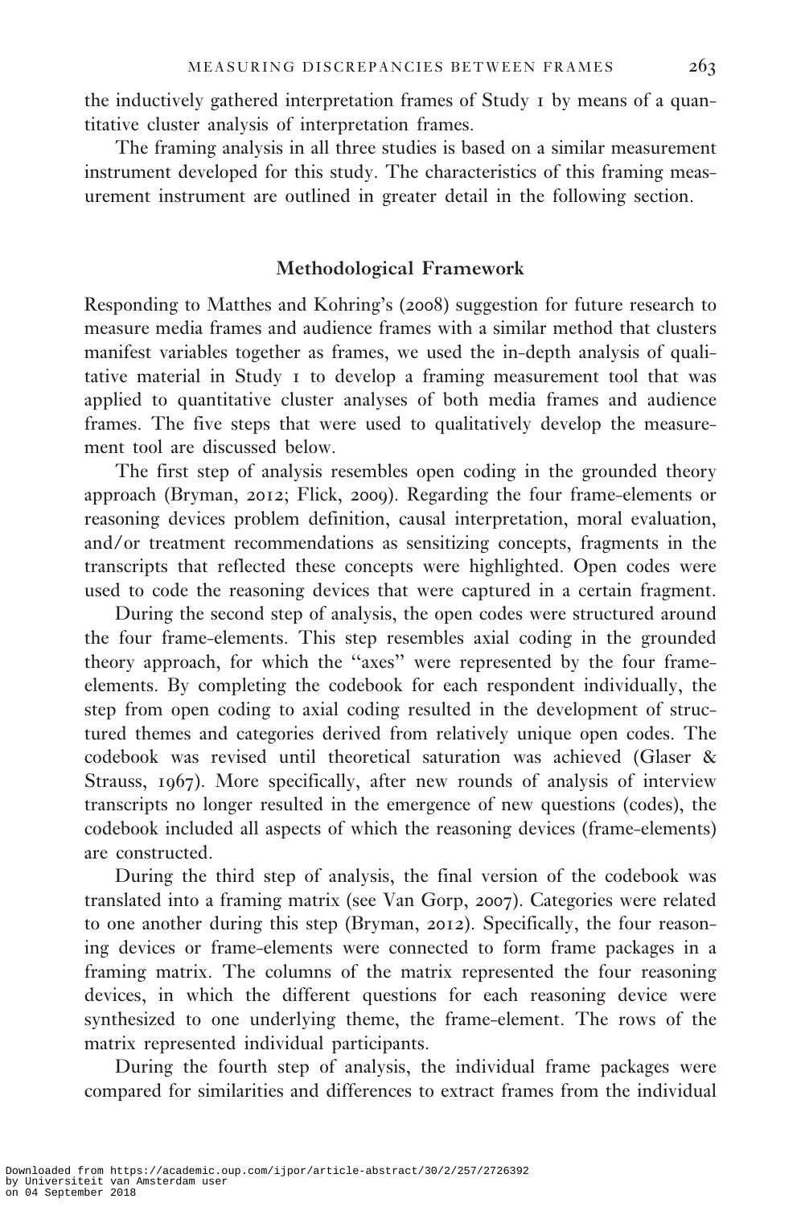the inductively gathered interpretation frames of Study 1 by means of a quantitative cluster analysis of interpretation frames.

The framing analysis in all three studies is based on a similar measurement instrument developed for this study. The characteristics of this framing measurement instrument are outlined in greater detail in the following section.

## Methodological Framework

Responding to Matthes and Kohring's (2008) suggestion for future research to measure media frames and audience frames with a similar method that clusters manifest variables together as frames, we used the in-depth analysis of qualitative material in Study 1 to develop a framing measurement tool that was applied to quantitative cluster analyses of both media frames and audience frames. The five steps that were used to qualitatively develop the measurement tool are discussed below.

The first step of analysis resembles open coding in the grounded theory approach (Bryman, 2012; Flick, 2009). Regarding the four frame-elements or reasoning devices problem definition, causal interpretation, moral evaluation, and/or treatment recommendations as sensitizing concepts, fragments in the transcripts that reflected these concepts were highlighted. Open codes were used to code the reasoning devices that were captured in a certain fragment.

During the second step of analysis, the open codes were structured around the four frame-elements. This step resembles axial coding in the grounded theory approach, for which the "axes" were represented by the four frame-elements. By completing the codebook for each respondent individually, the step from open coding to axial coding resulted in the development of structured themes and categories derived from relatively unique open codes. The codebook was revised until theoretical saturation was achieved (Glaser & Strauss, 1967). More specifically, after new rounds of analysis of interview transcripts no longer resulted in the emergence of new questions (codes), the codebook included all aspects of which the reasoning devices (frame-elements) are constructed.

During the third step of analysis, the final version of the codebook was translated into a framing matrix (see Van Gorp, 2007). Categories were related to one another during this step (Bryman, 2012). Specifically, the four reasoning devices or frame-elements were connected to form frame packages in a framing matrix. The columns of the matrix represented the four reasoning devices, in which the different questions for each reasoning device were synthesized to one underlying theme, the frame-element. The rows of the matrix represented individual participants.

During the fourth step of analysis, the individual frame packages were compared for similarities and differences to extract frames from the individual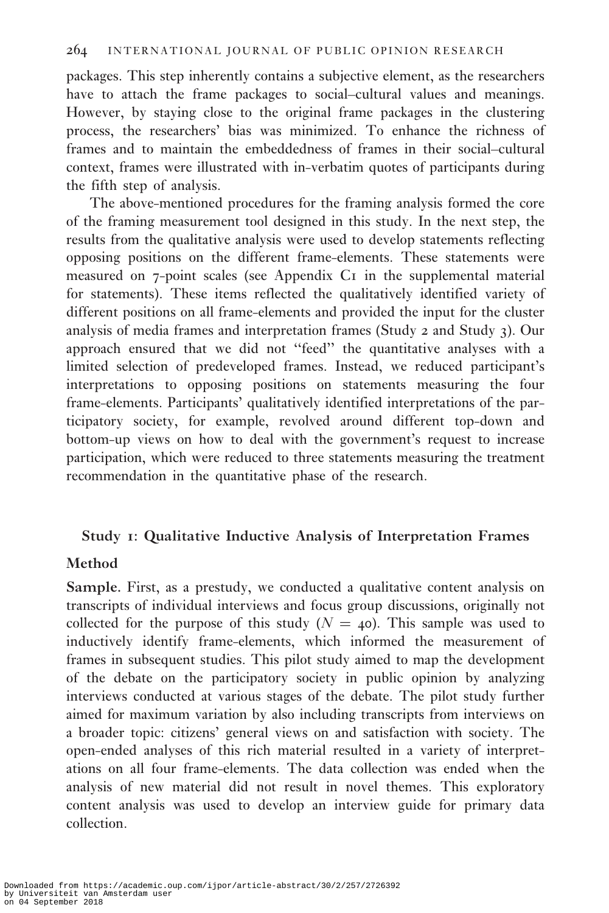packages. This step inherently contains a subjective element, as the researchers have to attach the frame packages to social–cultural values and meanings. However, by staying close to the original frame packages in the clustering process, the researchers' bias was minimized. To enhance the richness of frames and to maintain the embeddedness of frames in their social–cultural context, frames were illustrated with in-verbatim quotes of participants during the fifth step of analysis.

The above-mentioned procedures for the framing analysis formed the core of the framing measurement tool designed in this study. In the next step, the results from the qualitative analysis were used to develop statements reflecting opposing positions on the different frame-elements. These statements were measured on 7-point scales (see Appendix C1 in the supplemental material for statements). These items reflected the qualitatively identified variety of different positions on all frame-elements and provided the input for the cluster analysis of media frames and interpretation frames (Study 2 and Study 3). Our approach ensured that we did not "feed" the quantitative analyses with a limited selection of predeveloped frames. Instead, we reduced participant's interpretations to opposing positions on statements measuring the four frame-elements. Participants' qualitatively identified interpretations of the participatory society, for example, revolved around different top-down and bottom-up views on how to deal with the government's request to increase participation, which were reduced to three statements measuring the treatment recommendation in the quantitative phase of the research.

## Study 1: Qualitative Inductive Analysis of Interpretation Frames

### Method

**Sample.** First, as a prestudy, we conducted a qualitative content analysis on transcripts of individual interviews and focus group discussions, originally not collected for the purpose of this study ($N = 40$). This sample was used to inductively identify frame-elements, which informed the measurement of frames in subsequent studies. This pilot study aimed to map the development of the debate on the participatory society in public opinion by analyzing interviews conducted at various stages of the debate. The pilot study further aimed for maximum variation by also including transcripts from interviews on a broader topic: citizens' general views on and satisfaction with society. The open-ended analyses of this rich material resulted in a variety of interpretations on all four frame-elements. The data collection was ended when the analysis of new material did not result in novel themes. This exploratory content analysis was used to develop an interview guide for primary data collection.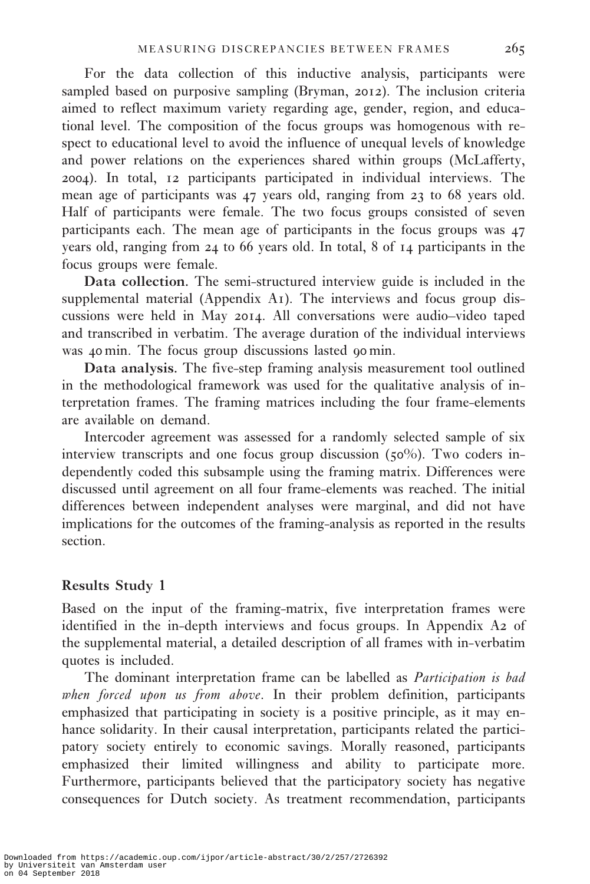For the data collection of this inductive analysis, participants were sampled based on purposive sampling (Bryman, 2012). The inclusion criteria aimed to reflect maximum variety regarding age, gender, region, and educational level. The composition of the focus groups was homogenous with respect to educational level to avoid the influence of unequal levels of knowledge and power relations on the experiences shared within groups (McLafferty, 2004). In total, 12 participants participated in individual interviews. The mean age of participants was 47 years old, ranging from 23 to 68 years old. Half of participants were female. The two focus groups consisted of seven participants each. The mean age of participants in the focus groups was 47 years old, ranging from 24 to 66 years old. In total, 8 of 14 participants in the focus groups were female.

**Data collection.** The semi-structured interview guide is included in the supplemental material (Appendix A1). The interviews and focus group discussions were held in May 2014. All conversations were audio–video taped and transcribed in verbatim. The average duration of the individual interviews was 40 min. The focus group discussions lasted 90 min.

**Data analysis.** The five-step framing analysis measurement tool outlined in the methodological framework was used for the qualitative analysis of interpretation frames. The framing matrices including the four frame-elements are available on demand.

Intercoder agreement was assessed for a randomly selected sample of six interview transcripts and one focus group discussion (50%). Two coders independently coded this subsample using the framing matrix. Differences were discussed until agreement on all four frame-elements was reached. The initial differences between independent analyses were marginal, and did not have implications for the outcomes of the framing-analysis as reported in the results section.

## Results Study 1

Based on the input of the framing-matrix, five interpretation frames were identified in the in-depth interviews and focus groups. In Appendix A2 of the supplemental material, a detailed description of all frames with in-verbatim quotes is included.

The dominant interpretation frame can be labelled as *Participation is bad when forced upon us from above*. In their problem definition, participants emphasized that participating in society is a positive principle, as it may enhance solidarity. In their causal interpretation, participants related the participatory society entirely to economic savings. Morally reasoned, participants emphasized their limited willingness and ability to participate more. Furthermore, participants believed that the participatory society has negative consequences for Dutch society. As treatment recommendation, participants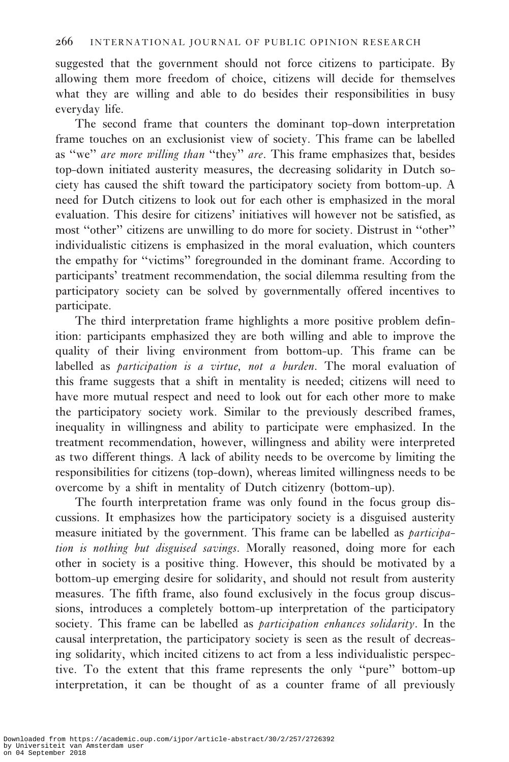suggested that the government should not force citizens to participate. By allowing them more freedom of choice, citizens will decide for themselves what they are willing and able to do besides their responsibilities in busy everyday life.

The second frame that counters the dominant top-down interpretation frame touches on an exclusionist view of society. This frame can be labelled as "we" *are more willing than* "they" *are*. This frame emphasizes that, besides top-down initiated austerity measures, the decreasing solidarity in Dutch society has caused the shift toward the participatory society from bottom-up. A need for Dutch citizens to look out for each other is emphasized in the moral evaluation. This desire for citizens' initiatives will however not be satisfied, as most "other" citizens are unwilling to do more for society. Distrust in "other" individualistic citizens is emphasized in the moral evaluation, which counters the empathy for "victims" foregrounded in the dominant frame. According to participants' treatment recommendation, the social dilemma resulting from the participatory society can be solved by governmentally offered incentives to participate.

The third interpretation frame highlights a more positive problem definition: participants emphasized they are both willing and able to improve the quality of their living environment from bottom-up. This frame can be labelled as *participation is a virtue, not a burden*. The moral evaluation of this frame suggests that a shift in mentality is needed; citizens will need to have more mutual respect and need to look out for each other more to make the participatory society work. Similar to the previously described frames, inequality in willingness and ability to participate were emphasized. In the treatment recommendation, however, willingness and ability were interpreted as two different things. A lack of ability needs to be overcome by limiting the responsibilities for citizens (top-down), whereas limited willingness needs to be overcome by a shift in mentality of Dutch citizenry (bottom-up).

The fourth interpretation frame was only found in the focus group discussions. It emphasizes how the participatory society is a disguised austerity measure initiated by the government. This frame can be labelled as *participation is nothing but disguised savings*. Morally reasoned, doing more for each other in society is a positive thing. However, this should be motivated by a bottom-up emerging desire for solidarity, and should not result from austerity measures. The fifth frame, also found exclusively in the focus group discussions, introduces a completely bottom-up interpretation of the participatory society. This frame can be labelled as *participation enhances solidarity*. In the causal interpretation, the participatory society is seen as the result of decreasing solidarity, which incited citizens to act from a less individualistic perspective. To the extent that this frame represents the only "pure" bottom-up interpretation, it can be thought of as a counter frame of all previously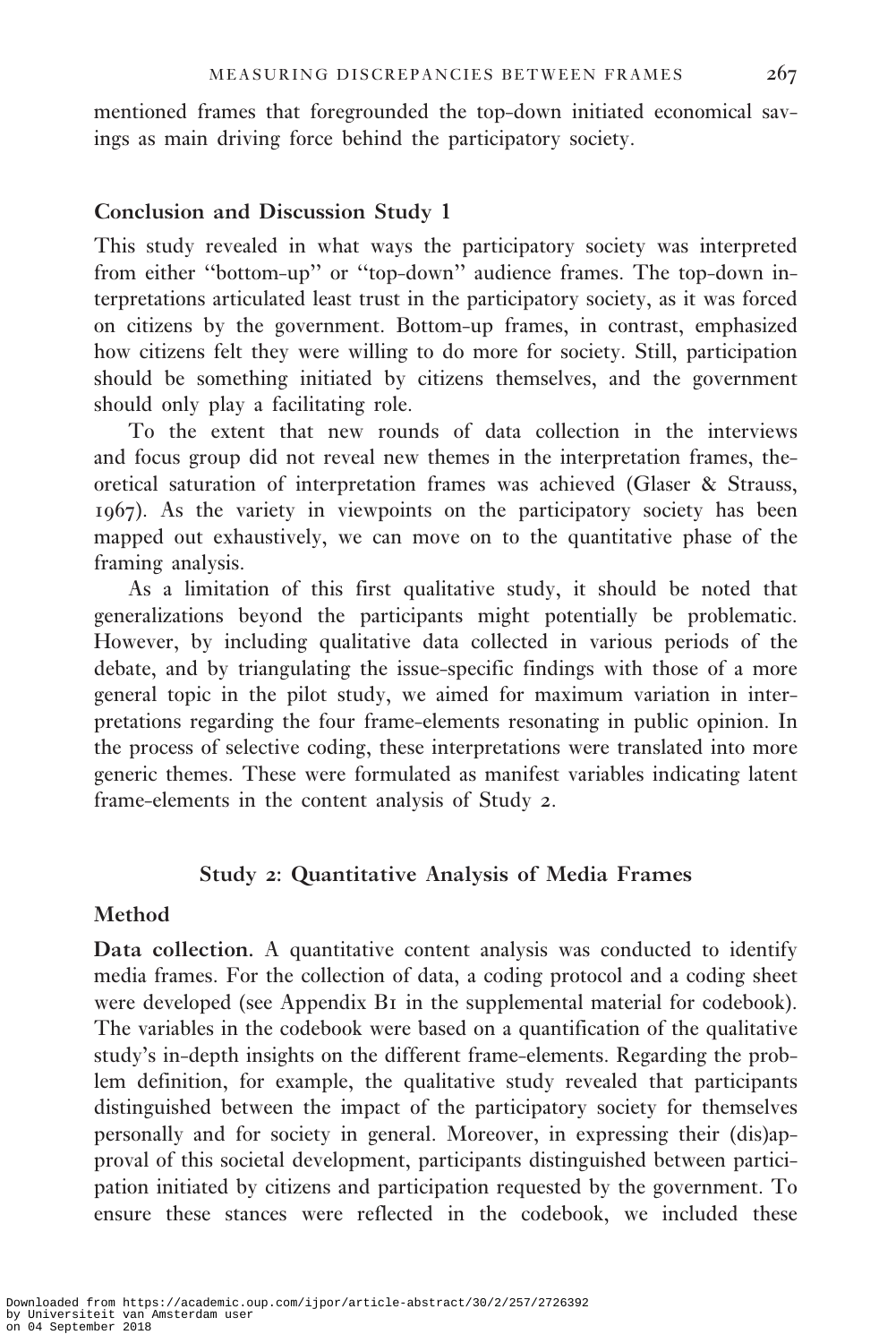mentioned frames that foregrounded the top-down initiated economical savings as main driving force behind the participatory society.

### Conclusion and Discussion Study 1

This study revealed in what ways the participatory society was interpreted from either "bottom-up" or "top-down" audience frames. The top-down interpretations articulated least trust in the participatory society, as it was forced on citizens by the government. Bottom-up frames, in contrast, emphasized how citizens felt they were willing to do more for society. Still, participation should be something initiated by citizens themselves, and the government should only play a facilitating role.

To the extent that new rounds of data collection in the interviews and focus group did not reveal new themes in the interpretation frames, theoretical saturation of interpretation frames was achieved (Glaser & Strauss, 1967). As the variety in viewpoints on the participatory society has been mapped out exhaustively, we can move on to the quantitative phase of the framing analysis.

As a limitation of this first qualitative study, it should be noted that generalizations beyond the participants might potentially be problematic. However, by including qualitative data collected in various periods of the debate, and by triangulating the issue-specific findings with those of a more general topic in the pilot study, we aimed for maximum variation in interpretations regarding the four frame-elements resonating in public opinion. In the process of selective coding, these interpretations were translated into more generic themes. These were formulated as manifest variables indicating latent frame-elements in the content analysis of Study 2.

## Study 2: Quantitative Analysis of Media Frames

### Method

**Data collection.** A quantitative content analysis was conducted to identify media frames. For the collection of data, a coding protocol and a coding sheet were developed (see Appendix B1 in the supplemental material for codebook). The variables in the codebook were based on a quantification of the qualitative study's in-depth insights on the different frame-elements. Regarding the problem definition, for example, the qualitative study revealed that participants distinguished between the impact of the participatory society for themselves personally and for society in general. Moreover, in expressing their (dis)approval of this societal development, participants distinguished between participation initiated by citizens and participation requested by the government. To ensure these stances were reflected in the codebook, we included these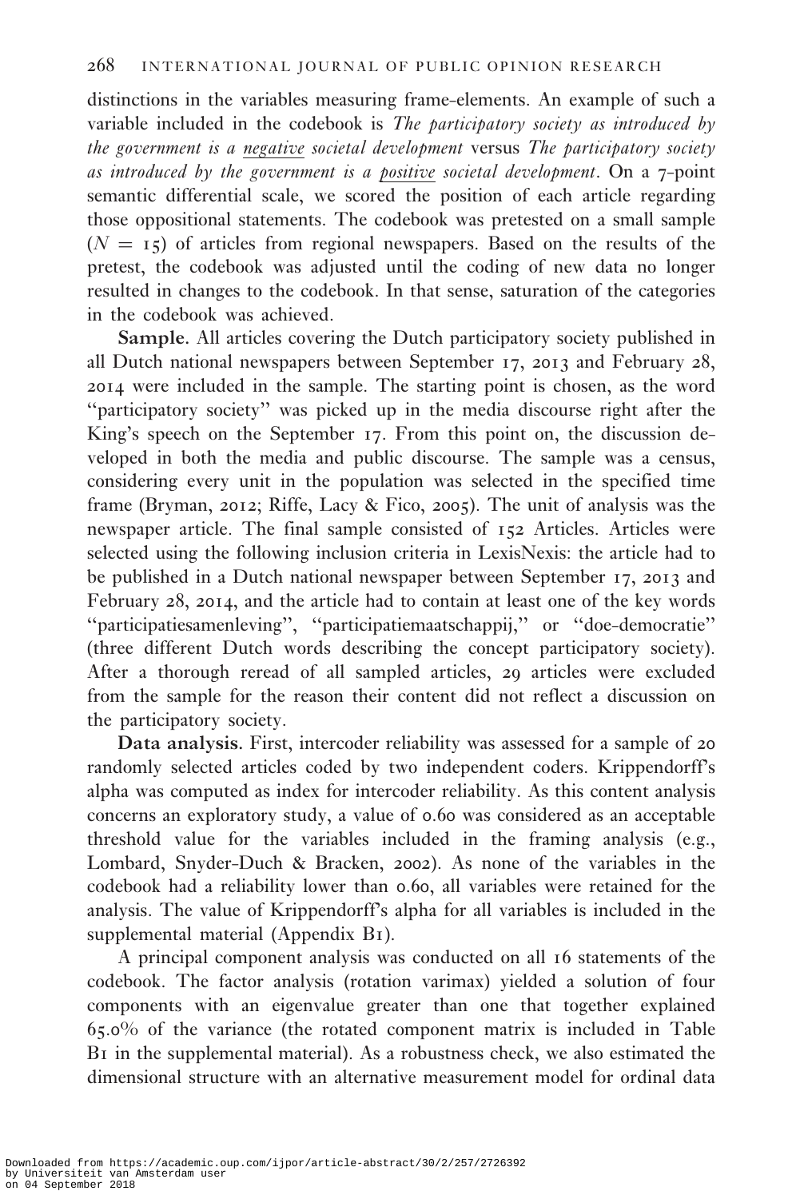distinctions in the variables measuring frame-elements. An example of such a variable included in the codebook is *The participatory society as introduced by the government is a negative societal development* versus *The participatory society as introduced by the government is a positive societal development*. On a 7-point semantic differential scale, we scored the position of each article regarding those oppositional statements. The codebook was pretested on a small sample ($N = 15$) of articles from regional newspapers. Based on the results of the pretest, the codebook was adjusted until the coding of new data no longer resulted in changes to the codebook. In that sense, saturation of the categories in the codebook was achieved.

**Sample.** All articles covering the Dutch participatory society published in all Dutch national newspapers between September 17, 2013 and February 28, 2014 were included in the sample. The starting point is chosen, as the word "participatory society" was picked up in the media discourse right after the King's speech on the September 17. From this point on, the discussion developed in both the media and public discourse. The sample was a census, considering every unit in the population was selected in the specified time frame (Bryman, 2012; Riffe, Lacy & Fico, 2005). The unit of analysis was the newspaper article. The final sample consisted of 152 Articles. Articles were selected using the following inclusion criteria in LexisNexis: the article had to be published in a Dutch national newspaper between September 17, 2013 and February 28, 2014, and the article had to contain at least one of the key words "participatiesamenleving", "participatiemaatschappij," or "doe-democratie" (three different Dutch words describing the concept participatory society). After a thorough reread of all sampled articles, 29 articles were excluded from the sample for the reason their content did not reflect a discussion on the participatory society.

**Data analysis.** First, intercoder reliability was assessed for a sample of 20 randomly selected articles coded by two independent coders. Krippendorff's alpha was computed as index for intercoder reliability. As this content analysis concerns an exploratory study, a value of 0.60 was considered as an acceptable threshold value for the variables included in the framing analysis (e.g., Lombard, Snyder-Duch & Bracken, 2002). As none of the variables in the codebook had a reliability lower than 0.60, all variables were retained for the analysis. The value of Krippendorff's alpha for all variables is included in the supplemental material (Appendix B1).

A principal component analysis was conducted on all 16 statements of the codebook. The factor analysis (rotation varimax) yielded a solution of four components with an eigenvalue greater than one that together explained 65.0% of the variance (the rotated component matrix is included in Table B1 in the supplemental material). As a robustness check, we also estimated the dimensional structure with an alternative measurement model for ordinal data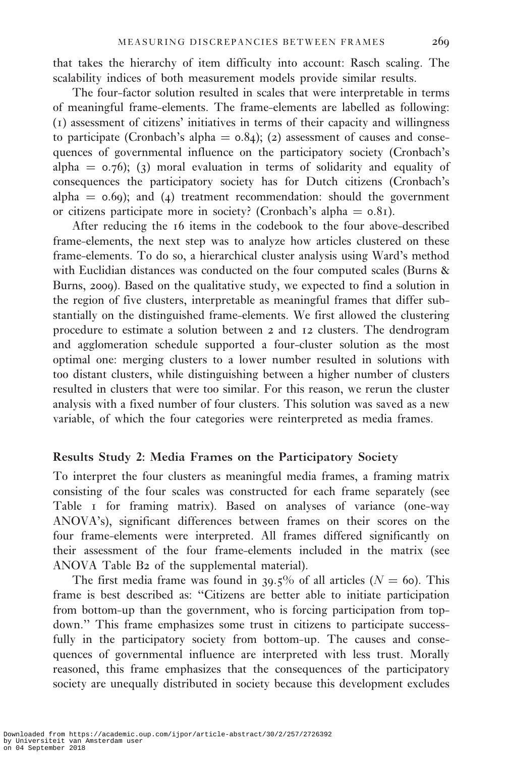that takes the hierarchy of item difficulty into account: Rasch scaling. The scalability indices of both measurement models provide similar results.

The four-factor solution resulted in scales that were interpretable in terms of meaningful frame-elements. The frame-elements are labelled as following: (1) assessment of citizens' initiatives in terms of their capacity and willingness to participate (Cronbach's alpha = 0.84); (2) assessment of causes and consequences of governmental influence on the participatory society (Cronbach's alpha = 0.76); (3) moral evaluation in terms of solidarity and equality of consequences the participatory society has for Dutch citizens (Cronbach's alpha = 0.69); and (4) treatment recommendation: should the government or citizens participate more in society? (Cronbach's alpha = 0.81).

After reducing the 16 items in the codebook to the four above-described frame-elements, the next step was to analyze how articles clustered on these frame-elements. To do so, a hierarchical cluster analysis using Ward's method with Euclidian distances was conducted on the four computed scales (Burns & Burns, 2009). Based on the qualitative study, we expected to find a solution in the region of five clusters, interpretable as meaningful frames that differ substantially on the distinguished frame-elements. We first allowed the clustering procedure to estimate a solution between 2 and 12 clusters. The dendrogram and agglomeration schedule supported a four-cluster solution as the most optimal one: merging clusters to a lower number resulted in solutions with too distant clusters, while distinguishing between a higher number of clusters resulted in clusters that were too similar. For this reason, we rerun the cluster analysis with a fixed number of four clusters. This solution was saved as a new variable, of which the four categories were reinterpreted as media frames.

### Results Study 2: Media Frames on the Participatory Society

To interpret the four clusters as meaningful media frames, a framing matrix consisting of the four scales was constructed for each frame separately (see Table 1 for framing matrix). Based on analyses of variance (one-way ANOVA's), significant differences between frames on their scores on the four frame-elements were interpreted. All frames differed significantly on their assessment of the four frame-elements included in the matrix (see ANOVA Table B2 of the supplemental material).

The first media frame was found in 39.5% of all articles ($N = 60$). This frame is best described as: "Citizens are better able to initiate participation from bottom-up than the government, who is forcing participation from top-down." This frame emphasizes some trust in citizens to participate successfully in the participatory society from bottom-up. The causes and consequences of governmental influence are interpreted with less trust. Morally reasoned, this frame emphasizes that the consequences of the participatory society are unequally distributed in society because this development excludes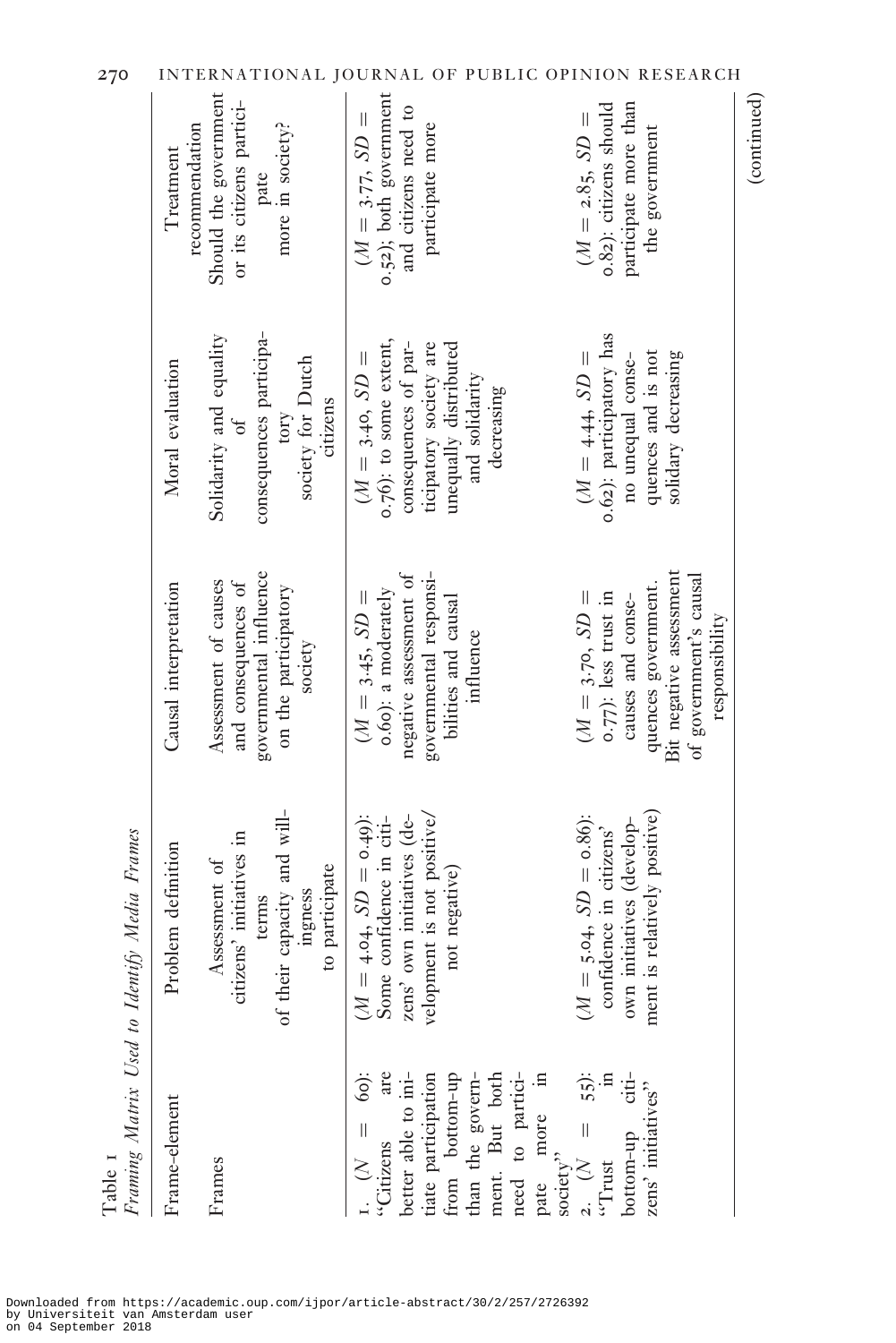Table 1
*Framing Matrix Used to Identify Media Frames*

| Frame-element | Problem definition | Causal interpretation | Moral evaluation | Treatment recommendation |
|---|---|---|---|---|
| Frames | Assessment of citizens' initiatives in terms of their capacity and willingness to participate | Assessment of causes and consequences of governmental influence on the participatory society | Solidarity and equality of consequences participatory society for Dutch citizens | Should the government or its citizens participate more in society? |
| 1. ($N = 60$): "Citizens are better able to initiate participation from bottom-up than the government. But both need to participate more in society" | ($M = 4.04$, $SD = 0.49$): Some confidence in citizens' own initiatives (development is not positive/ not negative) | ($M = 3.45$, $SD = 0.60$): a moderately negative assessment of governmental responsibilities and causal influence | ($M = 3.40$, $SD = 0.76$): to some extent, consequences of participatory society are unequally distributed and solidarity decreasing | ($M = 3.77$, $SD = 0.52$); both government and citizens need to participate more |
| 2. ($N = 55$): "Trust in bottom-up citizens' initiatives" | ($M = 5.04$, $SD = 0.86$): confidence in citizens' own initiatives (development is relatively positive) | ($M = 3.70$, $SD = 0.77$): less trust in causes and consequences government. Bit negative assessment of government's causal responsibility | ($M = 4.44$, $SD = 0.62$): participatory has no unequal consequences and is not solidary decreasing | ($M = 2.85$, $SD = 0.82$): citizens should participate more than the government |

(continued)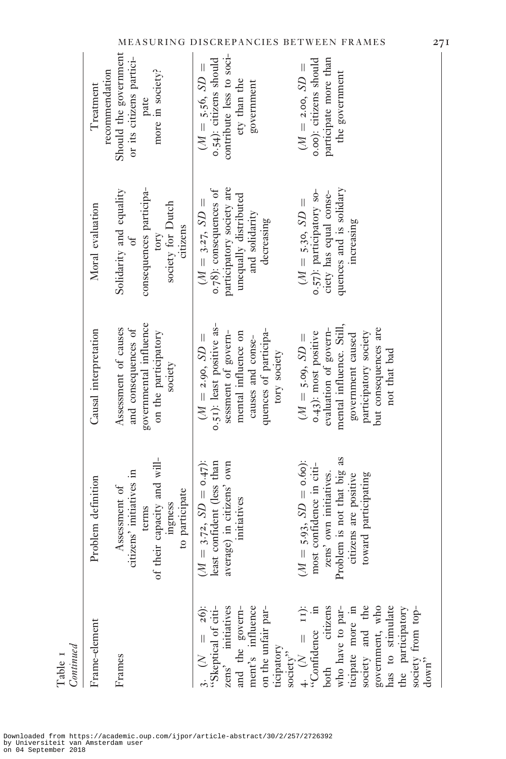Table 1
*Continued*

| Frame-element | Problem definition | Causal interpretation | Moral evaluation | Treatment recommendation |
|---|---|---|---|---|
| Frames | Assessment of citizens' initiatives in terms of their capacity and willingness to participate | Assessment of causes and consequences of governmental influence on the participatory society | Solidarity and equality of consequences participatory society for Dutch citizens | Should the government or its citizens participate more in society? |
| 3. ($N$ = 26): "Skeptical of citizens' initiatives and the government's influence on the unfair participatory society" | ($M$ = 3.72, $SD$ = 0.47): least confident (less than average) in citizens' own initiatives | ($M$ = 2.90, $SD$ = 0.51): least positive assessment of governmental influence on causes and consequences of participatory society | ($M$ = 3.27, $SD$ = 0.78): consequences of participatory society are unequally distributed and solidarity decreasing | ($M$ = 5.56, $SD$ = 0.54): citizens should contribute less to society than the government |
| 4. ($N$ = 11): "Confidence in both citizens who have to participate more in society and the government, who has to stimulate the participatory society from top-down" | ($M$ = 5.93, $SD$ = 0.60): most confidence in citizens' own initiatives. Problem is not that big as citizens are positive toward participating | ($M$ = 5.09, $SD$ = 0.43): most positive evaluation of governmental influence. Still, government caused participatory society but consequences are not that bad | ($M$ = 5.30, $SD$ = 0.57): participatory society has equal consequences and is solidary increasing | ($M$ = 2.00, $SD$ = 0.00): citizens should participate more than the government |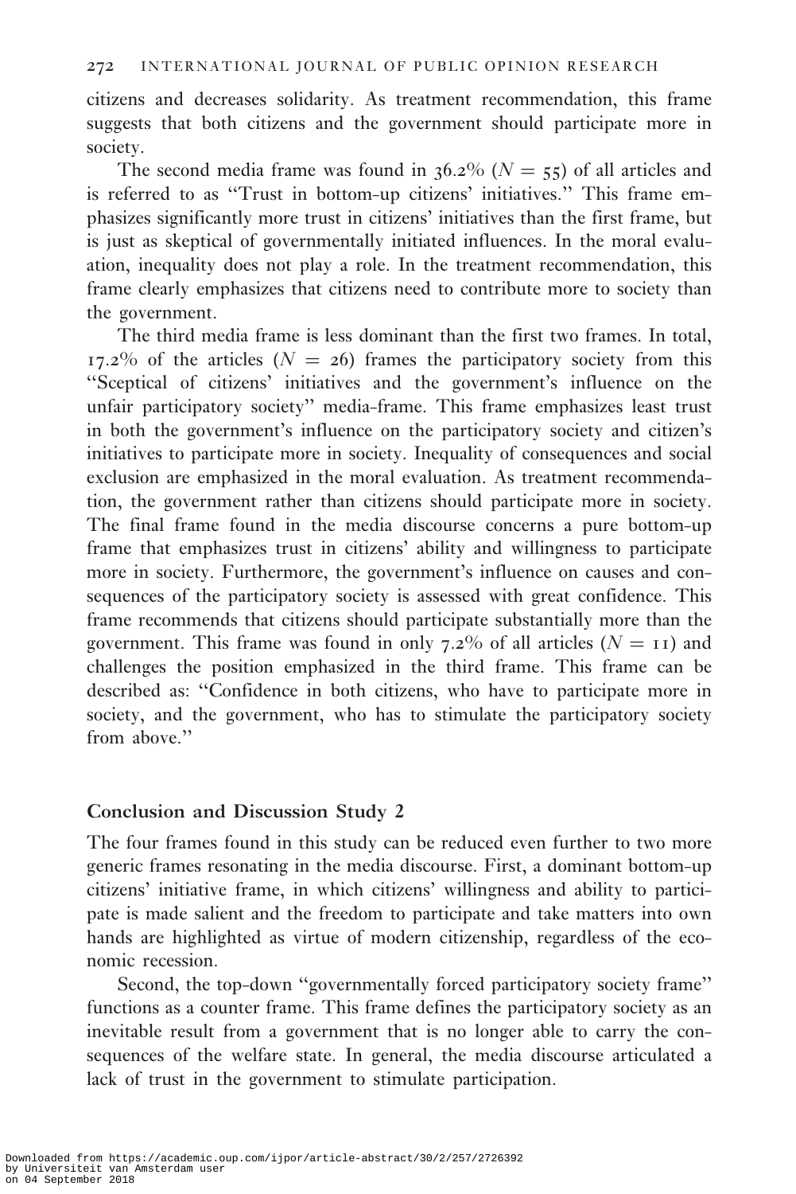citizens and decreases solidarity. As treatment recommendation, this frame suggests that both citizens and the government should participate more in society.

The second media frame was found in 36.2% ($N = 55$) of all articles and is referred to as "Trust in bottom-up citizens' initiatives." This frame emphasizes significantly more trust in citizens' initiatives than the first frame, but is just as skeptical of governmentally initiated influences. In the moral evaluation, inequality does not play a role. In the treatment recommendation, this frame clearly emphasizes that citizens need to contribute more to society than the government.

The third media frame is less dominant than the first two frames. In total, 17.2% of the articles ($N = 26$) frames the participatory society from this "Sceptical of citizens' initiatives and the government's influence on the unfair participatory society" media-frame. This frame emphasizes least trust in both the government's influence on the participatory society and citizen's initiatives to participate more in society. Inequality of consequences and social exclusion are emphasized in the moral evaluation. As treatment recommendation, the government rather than citizens should participate more in society. The final frame found in the media discourse concerns a pure bottom-up frame that emphasizes trust in citizens' ability and willingness to participate more in society. Furthermore, the government's influence on causes and consequences of the participatory society is assessed with great confidence. This frame recommends that citizens should participate substantially more than the government. This frame was found in only 7.2% of all articles ($N = 11$) and challenges the position emphasized in the third frame. This frame can be described as: "Confidence in both citizens, who have to participate more in society, and the government, who has to stimulate the participatory society from above."

## Conclusion and Discussion Study 2

The four frames found in this study can be reduced even further to two more generic frames resonating in the media discourse. First, a dominant bottom-up citizens' initiative frame, in which citizens' willingness and ability to participate is made salient and the freedom to participate and take matters into own hands are highlighted as virtue of modern citizenship, regardless of the economic recession.

Second, the top-down "governmentally forced participatory society frame" functions as a counter frame. This frame defines the participatory society as an inevitable result from a government that is no longer able to carry the consequences of the welfare state. In general, the media discourse articulated a lack of trust in the government to stimulate participation.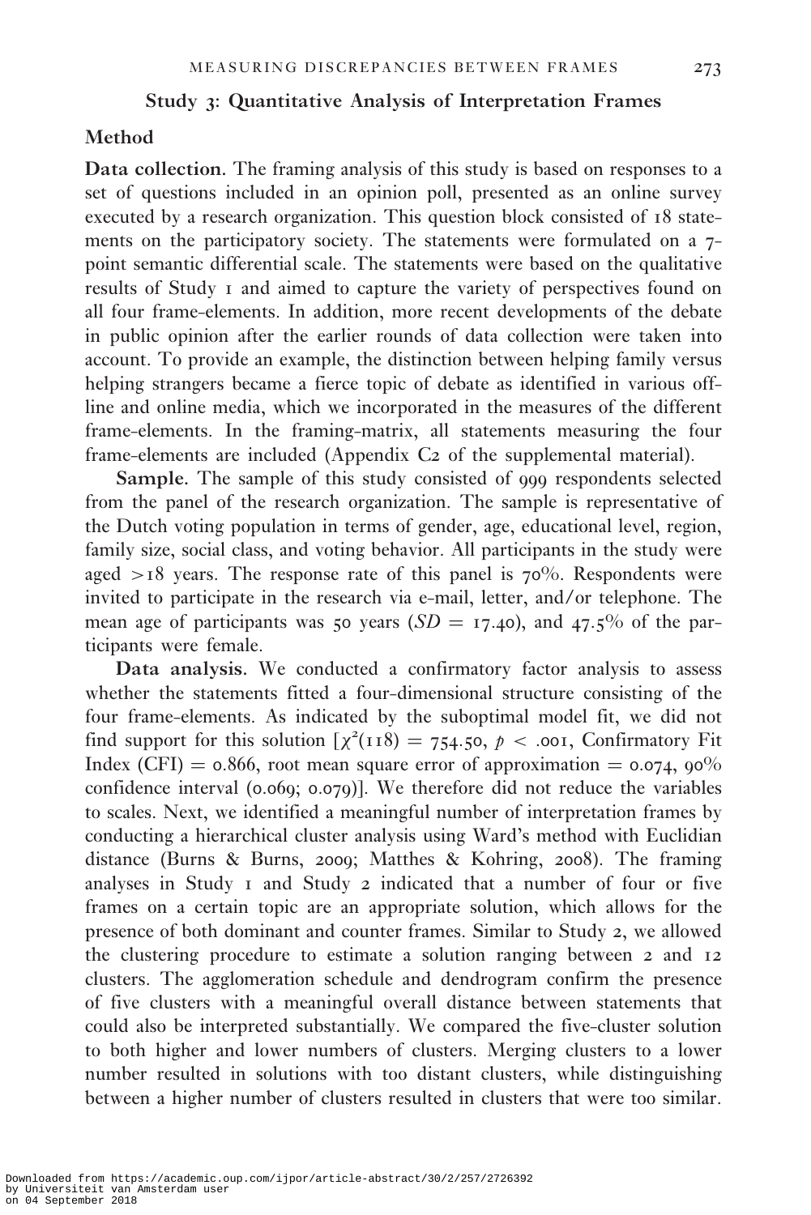## Study 3: Quantitative Analysis of Interpretation Frames

### Method

**Data collection.** The framing analysis of this study is based on responses to a set of questions included in an opinion poll, presented as an online survey executed by a research organization. This question block consisted of 18 statements on the participatory society. The statements were formulated on a 7-point semantic differential scale. The statements were based on the qualitative results of Study 1 and aimed to capture the variety of perspectives found on all four frame-elements. In addition, more recent developments of the debate in public opinion after the earlier rounds of data collection were taken into account. To provide an example, the distinction between helping family versus helping strangers became a fierce topic of debate as identified in various offline and online media, which we incorporated in the measures of the different frame-elements. In the framing-matrix, all statements measuring the four frame-elements are included (Appendix C2 of the supplemental material).

**Sample.** The sample of this study consisted of 999 respondents selected from the panel of the research organization. The sample is representative of the Dutch voting population in terms of gender, age, educational level, region, family size, social class, and voting behavior. All participants in the study were aged >18 years. The response rate of this panel is 70%. Respondents were invited to participate in the research via e-mail, letter, and/or telephone. The mean age of participants was 50 years ($SD = 17.40$), and 47.5% of the participants were female.

**Data analysis.** We conducted a confirmatory factor analysis to assess whether the statements fitted a four-dimensional structure consisting of the four frame-elements. As indicated by the suboptimal model fit, we did not find support for this solution [$\chi^2(118) = 754.50$, $p < .001$, Confirmatory Fit Index (CFI) = 0.866, root mean square error of approximation = 0.074, 90% confidence interval (0.069; 0.079)]. We therefore did not reduce the variables to scales. Next, we identified a meaningful number of interpretation frames by conducting a hierarchical cluster analysis using Ward's method with Euclidian distance (Burns & Burns, 2009; Matthes & Kohring, 2008). The framing analyses in Study 1 and Study 2 indicated that a number of four or five frames on a certain topic are an appropriate solution, which allows for the presence of both dominant and counter frames. Similar to Study 2, we allowed the clustering procedure to estimate a solution ranging between 2 and 12 clusters. The agglomeration schedule and dendrogram confirm the presence of five clusters with a meaningful overall distance between statements that could also be interpreted substantially. We compared the five-cluster solution to both higher and lower numbers of clusters. Merging clusters to a lower number resulted in solutions with too distant clusters, while distinguishing between a higher number of clusters resulted in clusters that were too similar.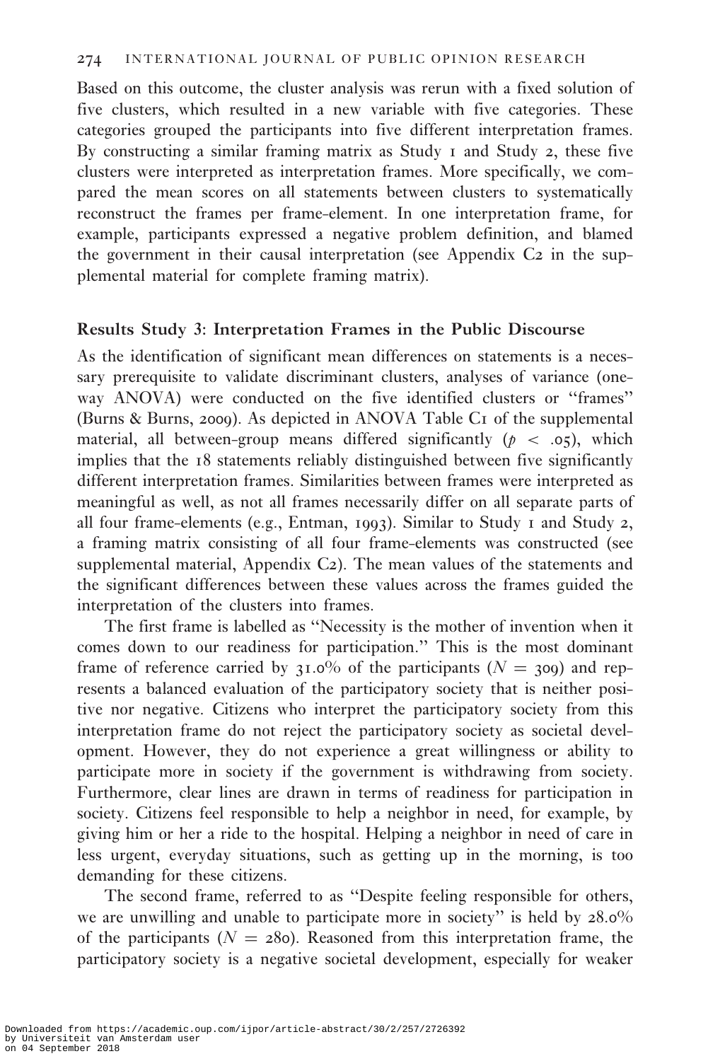Based on this outcome, the cluster analysis was rerun with a fixed solution of five clusters, which resulted in a new variable with five categories. These categories grouped the participants into five different interpretation frames. By constructing a similar framing matrix as Study 1 and Study 2, these five clusters were interpreted as interpretation frames. More specifically, we compared the mean scores on all statements between clusters to systematically reconstruct the frames per frame-element. In one interpretation frame, for example, participants expressed a negative problem definition, and blamed the government in their causal interpretation (see Appendix C2 in the supplemental material for complete framing matrix).

### Results Study 3: Interpretation Frames in the Public Discourse

As the identification of significant mean differences on statements is a necessary prerequisite to validate discriminant clusters, analyses of variance (one-way ANOVA) were conducted on the five identified clusters or "frames" (Burns & Burns, 2009). As depicted in ANOVA Table C1 of the supplemental material, all between-group means differed significantly ($p < .05$), which implies that the 18 statements reliably distinguished between five significantly different interpretation frames. Similarities between frames were interpreted as meaningful as well, as not all frames necessarily differ on all separate parts of all four frame-elements (e.g., Entman, 1993). Similar to Study 1 and Study 2, a framing matrix consisting of all four frame-elements was constructed (see supplemental material, Appendix C2). The mean values of the statements and the significant differences between these values across the frames guided the interpretation of the clusters into frames.

The first frame is labelled as "Necessity is the mother of invention when it comes down to our readiness for participation." This is the most dominant frame of reference carried by 31.0% of the participants ($N = 309$) and represents a balanced evaluation of the participatory society that is neither positive nor negative. Citizens who interpret the participatory society from this interpretation frame do not reject the participatory society as societal development. However, they do not experience a great willingness or ability to participate more in society if the government is withdrawing from society. Furthermore, clear lines are drawn in terms of readiness for participation in society. Citizens feel responsible to help a neighbor in need, for example, by giving him or her a ride to the hospital. Helping a neighbor in need of care in less urgent, everyday situations, such as getting up in the morning, is too demanding for these citizens.

The second frame, referred to as "Despite feeling responsible for others, we are unwilling and unable to participate more in society" is held by 28.0% of the participants ($N = 280$). Reasoned from this interpretation frame, the participatory society is a negative societal development, especially for weaker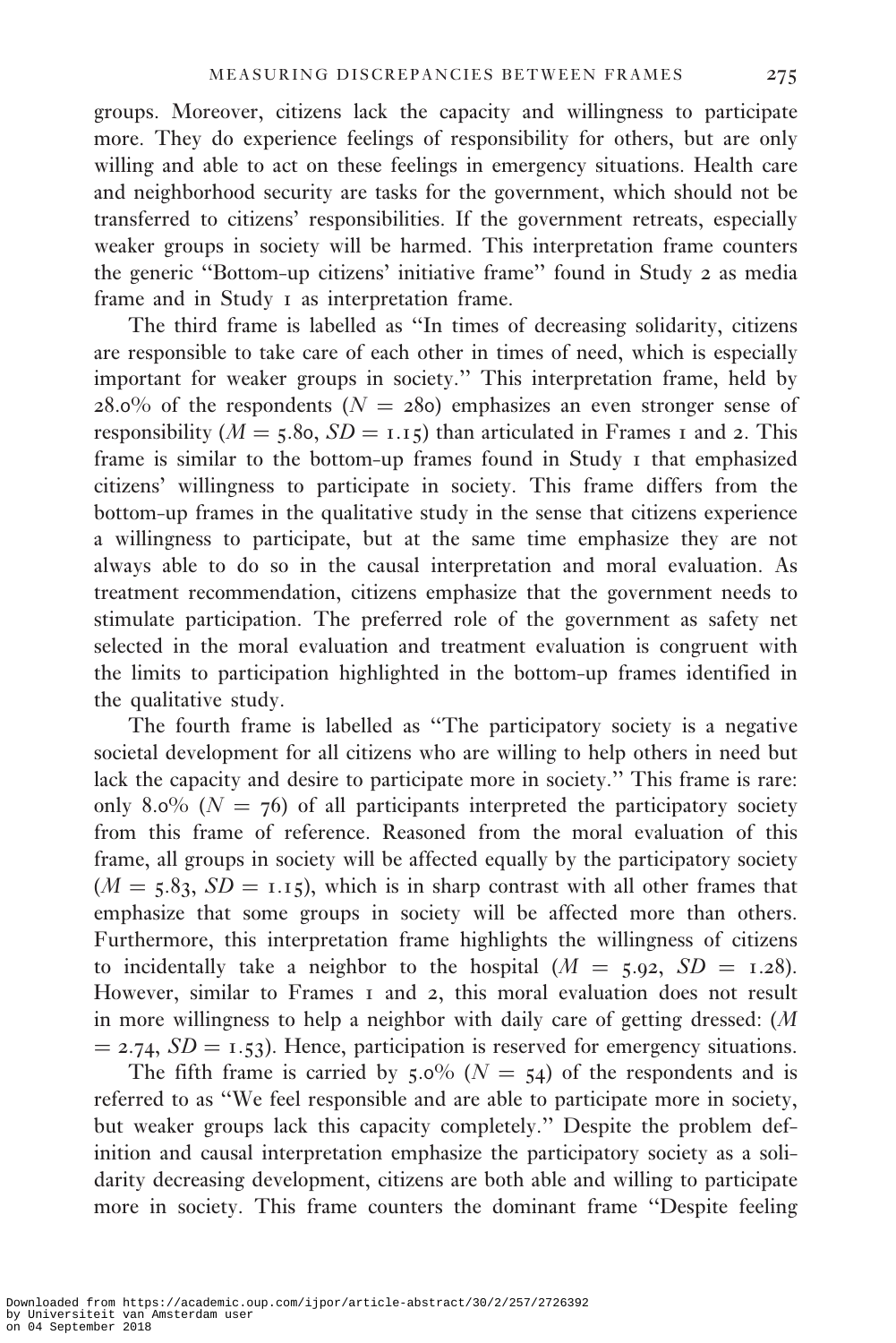groups. Moreover, citizens lack the capacity and willingness to participate more. They do experience feelings of responsibility for others, but are only willing and able to act on these feelings in emergency situations. Health care and neighborhood security are tasks for the government, which should not be transferred to citizens' responsibilities. If the government retreats, especially weaker groups in society will be harmed. This interpretation frame counters the generic "Bottom-up citizens' initiative frame" found in Study 2 as media frame and in Study 1 as interpretation frame.

The third frame is labelled as "In times of decreasing solidarity, citizens are responsible to take care of each other in times of need, which is especially important for weaker groups in society." This interpretation frame, held by 28.0% of the respondents ($N = 280$) emphasizes an even stronger sense of responsibility ($M = 5.80$, $SD = 1.15$) than articulated in Frames 1 and 2. This frame is similar to the bottom-up frames found in Study 1 that emphasized citizens' willingness to participate in society. This frame differs from the bottom-up frames in the qualitative study in the sense that citizens experience a willingness to participate, but at the same time emphasize they are not always able to do so in the causal interpretation and moral evaluation. As treatment recommendation, citizens emphasize that the government needs to stimulate participation. The preferred role of the government as safety net selected in the moral evaluation and treatment evaluation is congruent with the limits to participation highlighted in the bottom-up frames identified in the qualitative study.

The fourth frame is labelled as "The participatory society is a negative societal development for all citizens who are willing to help others in need but lack the capacity and desire to participate more in society." This frame is rare: only 8.0% ($N = 76$) of all participants interpreted the participatory society from this frame of reference. Reasoned from the moral evaluation of this frame, all groups in society will be affected equally by the participatory society ($M = 5.83$, $SD = 1.15$), which is in sharp contrast with all other frames that emphasize that some groups in society will be affected more than others. Furthermore, this interpretation frame highlights the willingness of citizens to incidentally take a neighbor to the hospital ($M = 5.92$, $SD = 1.28$). However, similar to Frames 1 and 2, this moral evaluation does not result in more willingness to help a neighbor with daily care of getting dressed: ($M = 2.74$, $SD = 1.53$). Hence, participation is reserved for emergency situations.

The fifth frame is carried by 5.0% ($N = 54$) of the respondents and is referred to as "We feel responsible and are able to participate more in society, but weaker groups lack this capacity completely." Despite the problem definition and causal interpretation emphasize the participatory society as a solidarity decreasing development, citizens are both able and willing to participate more in society. This frame counters the dominant frame "Despite feeling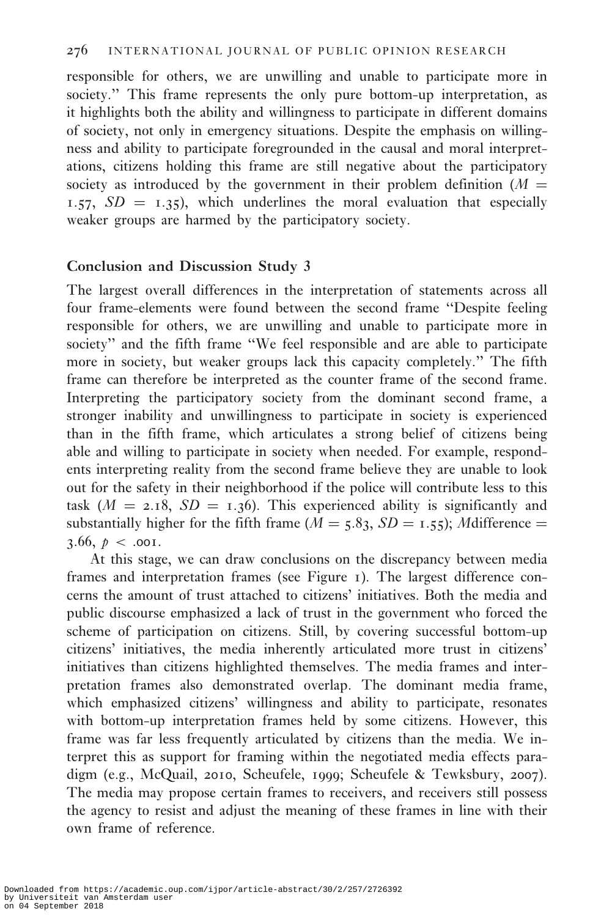responsible for others, we are unwilling and unable to participate more in society." This frame represents the only pure bottom-up interpretation, as it highlights both the ability and willingness to participate in different domains of society, not only in emergency situations. Despite the emphasis on willingness and ability to participate foregrounded in the causal and moral interpretations, citizens holding this frame are still negative about the participatory society as introduced by the government in their problem definition ($M = 1.57$, $SD = 1.35$), which underlines the moral evaluation that especially weaker groups are harmed by the participatory society.

## Conclusion and Discussion Study 3

The largest overall differences in the interpretation of statements across all four frame-elements were found between the second frame "Despite feeling responsible for others, we are unwilling and unable to participate more in society" and the fifth frame "We feel responsible and are able to participate more in society, but weaker groups lack this capacity completely." The fifth frame can therefore be interpreted as the counter frame of the second frame. Interpreting the participatory society from the dominant second frame, a stronger inability and unwillingness to participate in society is experienced than in the fifth frame, which articulates a strong belief of citizens being able and willing to participate in society when needed. For example, respondents interpreting reality from the second frame believe they are unable to look out for the safety in their neighborhood if the police will contribute less to this task ($M = 2.18$, $SD = 1.36$). This experienced ability is significantly and substantially higher for the fifth frame ($M = 5.83$, $SD = 1.55$); $M$difference = 3.66, $p < .001$.

At this stage, we can draw conclusions on the discrepancy between media frames and interpretation frames (see Figure 1). The largest difference concerns the amount of trust attached to citizens' initiatives. Both the media and public discourse emphasized a lack of trust in the government who forced the scheme of participation on citizens. Still, by covering successful bottom-up citizens' initiatives, the media inherently articulated more trust in citizens' initiatives than citizens highlighted themselves. The media frames and interpretation frames also demonstrated overlap. The dominant media frame, which emphasized citizens' willingness and ability to participate, resonates with bottom-up interpretation frames held by some citizens. However, this frame was far less frequently articulated by citizens than the media. We interpret this as support for framing within the negotiated media effects paradigm (e.g., McQuail, 2010, Scheufele, 1999; Scheufele & Tewksbury, 2007). The media may propose certain frames to receivers, and receivers still possess the agency to resist and adjust the meaning of these frames in line with their own frame of reference.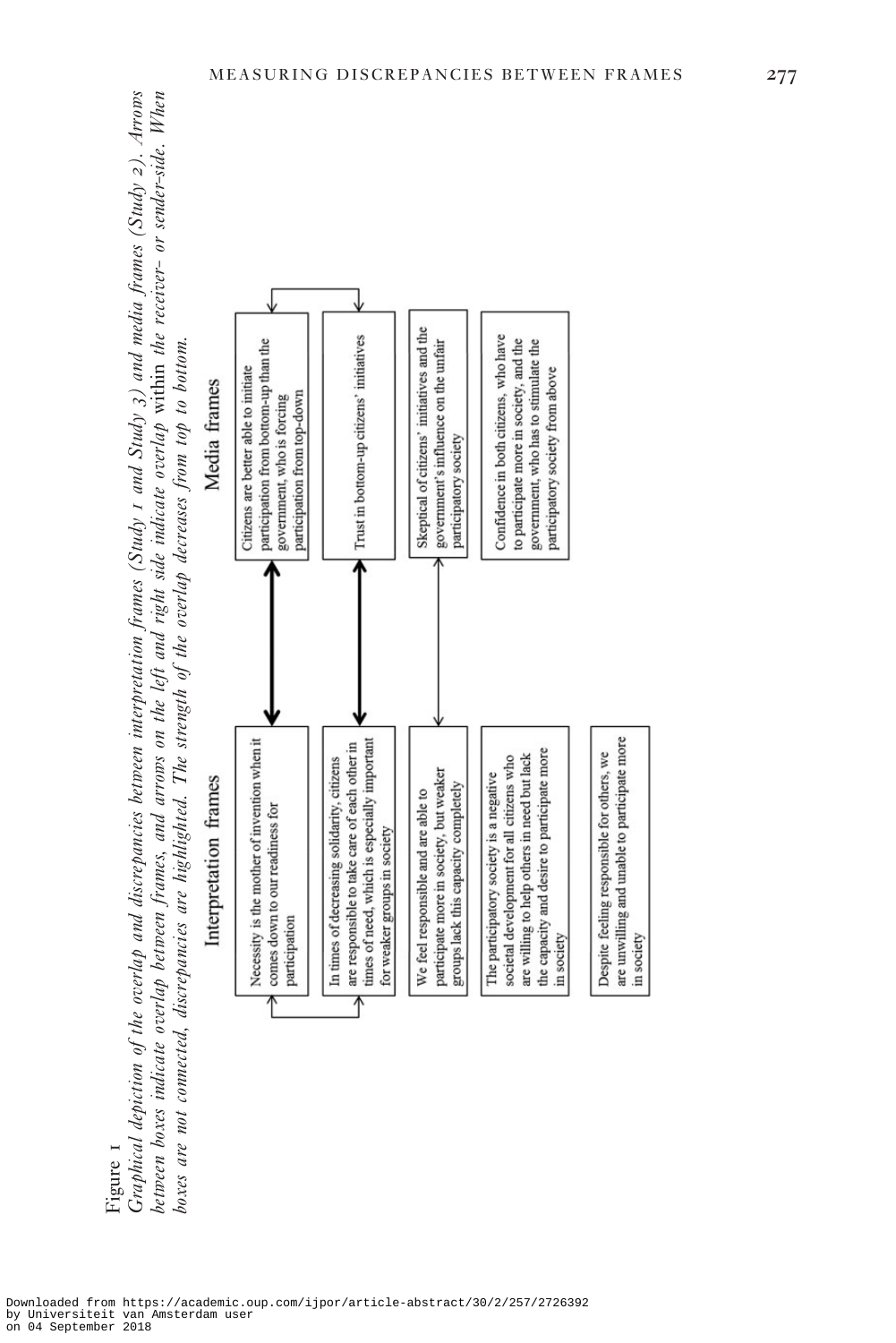Figure 1

*Graphical depiction of the overlap and discrepancies between interpretation frames (Study 1 and Study 3) and media frames (Study 2). Arrows between boxes indicate overlap between frames, and arrows on the left and right side indicate overlap* within *the receiver- or sender-side. When boxes are not connected, discrepancies are highlighted. The strength of the overlap decreases from top to bottom.*

**Interpretation frames**

- Necessity is the mother of invention when it comes down to our readiness for participation
- In times of decreasing solidarity, citizens are responsible to take care of each other in times of need, which is especially important for weaker groups in society
- We feel responsible and are able to participate more in society, but weaker groups lack this capacity completely
- The participatory society is a negative societal development for all citizens who are willing to help others in need but lack the capacity and desire to participate more in society
- Despite feeling responsible for others, we are unwilling and unable to participate more in society

**Media frames**

- Citizens are better able to initiate participation from bottom-up than the government, who is forcing participation from top-down
- Trust in bottom-up citizens' initiatives
- Skeptical of citizens' initiatives and the government's influence on the unfair participatory society
- Confidence in both citizens, who have to participate more in society, and the government, who has to stimulate the participatory society from above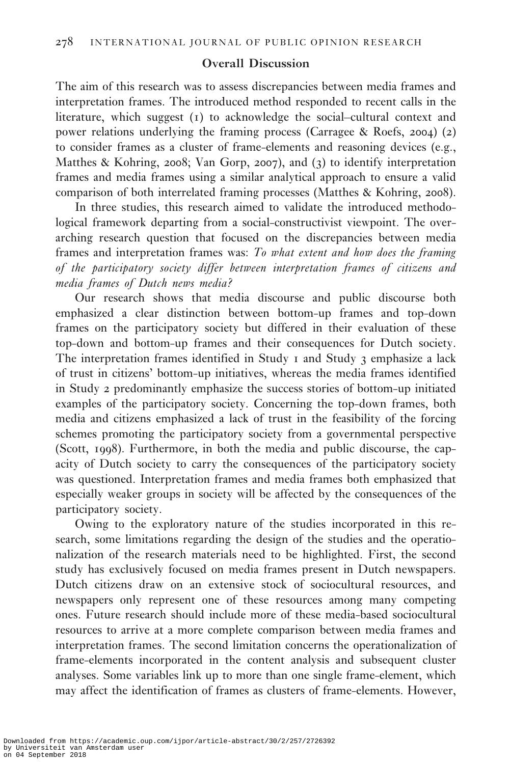## Overall Discussion

The aim of this research was to assess discrepancies between media frames and interpretation frames. The introduced method responded to recent calls in the literature, which suggest (1) to acknowledge the social–cultural context and power relations underlying the framing process (Carragee & Roefs, 2004) (2) to consider frames as a cluster of frame-elements and reasoning devices (e.g., Matthes & Kohring, 2008; Van Gorp, 2007), and (3) to identify interpretation frames and media frames using a similar analytical approach to ensure a valid comparison of both interrelated framing processes (Matthes & Kohring, 2008).

In three studies, this research aimed to validate the introduced methodological framework departing from a social-constructivist viewpoint. The overarching research question that focused on the discrepancies between media frames and interpretation frames was: *To what extent and how does the framing of the participatory society differ between interpretation frames of citizens and media frames of Dutch news media?*

Our research shows that media discourse and public discourse both emphasized a clear distinction between bottom-up frames and top-down frames on the participatory society but differed in their evaluation of these top-down and bottom-up frames and their consequences for Dutch society. The interpretation frames identified in Study 1 and Study 3 emphasize a lack of trust in citizens' bottom-up initiatives, whereas the media frames identified in Study 2 predominantly emphasize the success stories of bottom-up initiated examples of the participatory society. Concerning the top-down frames, both media and citizens emphasized a lack of trust in the feasibility of the forcing schemes promoting the participatory society from a governmental perspective (Scott, 1998). Furthermore, in both the media and public discourse, the capacity of Dutch society to carry the consequences of the participatory society was questioned. Interpretation frames and media frames both emphasized that especially weaker groups in society will be affected by the consequences of the participatory society.

Owing to the exploratory nature of the studies incorporated in this research, some limitations regarding the design of the studies and the operationalization of the research materials need to be highlighted. First, the second study has exclusively focused on media frames present in Dutch newspapers. Dutch citizens draw on an extensive stock of sociocultural resources, and newspapers only represent one of these resources among many competing ones. Future research should include more of these media-based sociocultural resources to arrive at a more complete comparison between media frames and interpretation frames. The second limitation concerns the operationalization of frame-elements incorporated in the content analysis and subsequent cluster analyses. Some variables link up to more than one single frame-element, which may affect the identification of frames as clusters of frame-elements. However,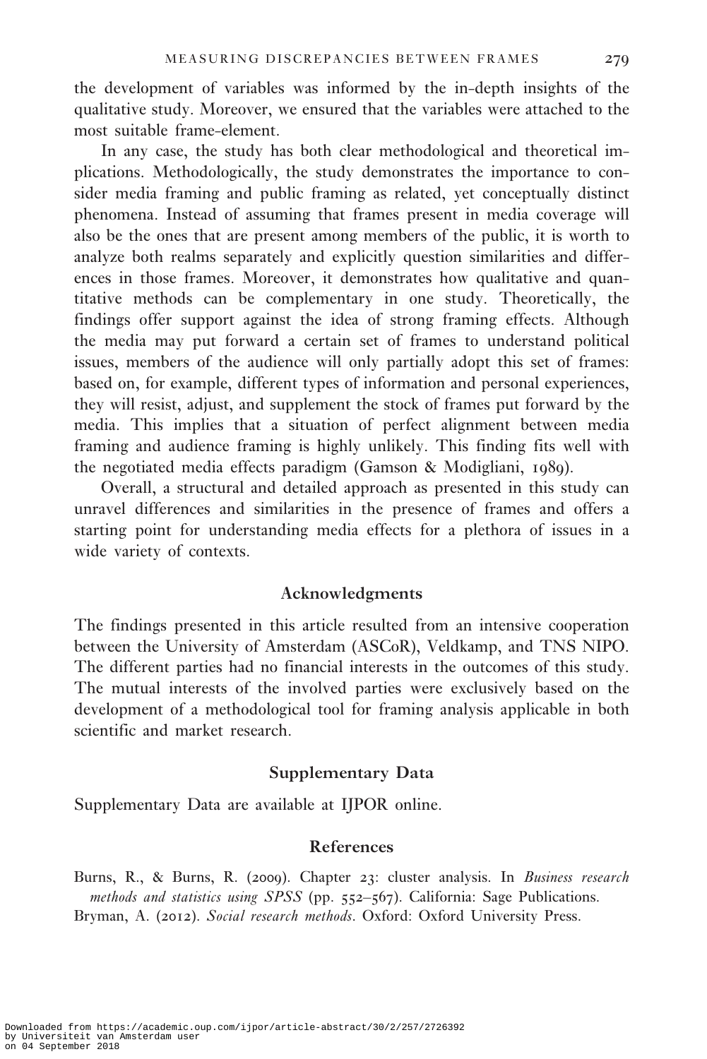the development of variables was informed by the in-depth insights of the qualitative study. Moreover, we ensured that the variables were attached to the most suitable frame-element.

In any case, the study has both clear methodological and theoretical implications. Methodologically, the study demonstrates the importance to consider media framing and public framing as related, yet conceptually distinct phenomena. Instead of assuming that frames present in media coverage will also be the ones that are present among members of the public, it is worth to analyze both realms separately and explicitly question similarities and differences in those frames. Moreover, it demonstrates how qualitative and quantitative methods can be complementary in one study. Theoretically, the findings offer support against the idea of strong framing effects. Although the media may put forward a certain set of frames to understand political issues, members of the audience will only partially adopt this set of frames: based on, for example, different types of information and personal experiences, they will resist, adjust, and supplement the stock of frames put forward by the media. This implies that a situation of perfect alignment between media framing and audience framing is highly unlikely. This finding fits well with the negotiated media effects paradigm (Gamson & Modigliani, 1989).

Overall, a structural and detailed approach as presented in this study can unravel differences and similarities in the presence of frames and offers a starting point for understanding media effects for a plethora of issues in a wide variety of contexts.

## Acknowledgments

The findings presented in this article resulted from an intensive cooperation between the University of Amsterdam (ASCoR), Veldkamp, and TNS NIPO. The different parties had no financial interests in the outcomes of this study. The mutual interests of the involved parties were exclusively based on the development of a methodological tool for framing analysis applicable in both scientific and market research.

## Supplementary Data

Supplementary Data are available at IJPOR online.

## References

Burns, R., & Burns, R. (2009). Chapter 23: cluster analysis. In *Business research methods and statistics using SPSS* (pp. 552–567). California: Sage Publications.

Bryman, A. (2012). *Social research methods*. Oxford: Oxford University Press.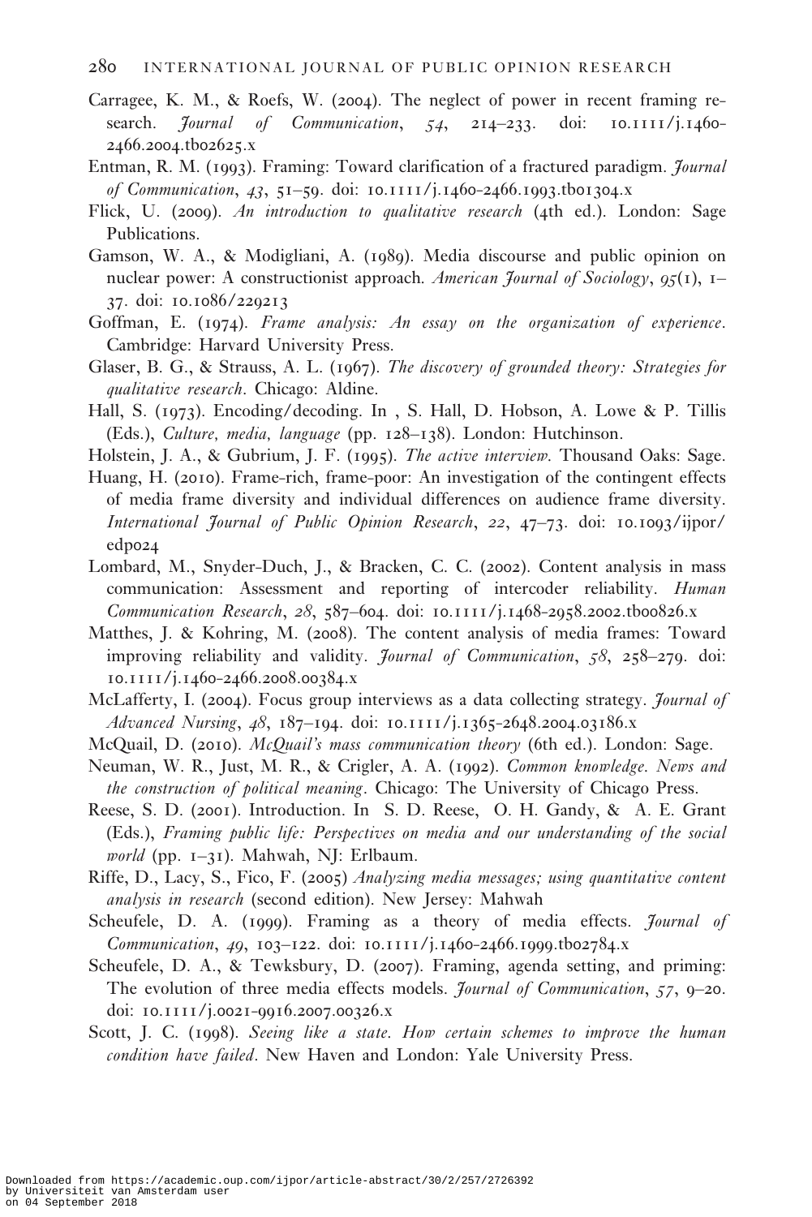Carragee, K. M., & Roefs, W. (2004). The neglect of power in recent framing research. *Journal of Communication*, *54*, 214–233. doi: 10.1111/j.1460-2466.2004.tb02625.x

Entman, R. M. (1993). Framing: Toward clarification of a fractured paradigm. *Journal of Communication*, *43*, 51–59. doi: 10.1111/j.1460-2466.1993.tb01304.x

Flick, U. (2009). *An introduction to qualitative research* (4th ed.). London: Sage Publications.

Gamson, W. A., & Modigliani, A. (1989). Media discourse and public opinion on nuclear power: A constructionist approach. *American Journal of Sociology*, *95*(1), 1–37. doi: 10.1086/229213

Goffman, E. (1974). *Frame analysis: An essay on the organization of experience*. Cambridge: Harvard University Press.

Glaser, B. G., & Strauss, A. L. (1967). *The discovery of grounded theory: Strategies for qualitative research*. Chicago: Aldine.

Hall, S. (1973). Encoding/decoding. In , S. Hall, D. Hobson, A. Lowe & P. Tillis (Eds.), *Culture, media, language* (pp. 128–138). London: Hutchinson.

Holstein, J. A., & Gubrium, J. F. (1995). *The active interview*. Thousand Oaks: Sage.

Huang, H. (2010). Frame-rich, frame-poor: An investigation of the contingent effects of media frame diversity and individual differences on audience frame diversity. *International Journal of Public Opinion Research*, *22*, 47–73. doi: 10.1093/ijpor/edp024

Lombard, M., Snyder-Duch, J., & Bracken, C. C. (2002). Content analysis in mass communication: Assessment and reporting of intercoder reliability. *Human Communication Research*, *28*, 587–604. doi: 10.1111/j.1468-2958.2002.tb00826.x

Matthes, J. & Kohring, M. (2008). The content analysis of media frames: Toward improving reliability and validity. *Journal of Communication*, *58*, 258–279. doi: 10.1111/j.1460-2466.2008.00384.x

McLafferty, I. (2004). Focus group interviews as a data collecting strategy. *Journal of Advanced Nursing*, *48*, 187–194. doi: 10.1111/j.1365-2648.2004.03186.x

McQuail, D. (2010). *McQuail's mass communication theory* (6th ed.). London: Sage.

Neuman, W. R., Just, M. R., & Crigler, A. A. (1992). *Common knowledge. News and the construction of political meaning*. Chicago: The University of Chicago Press.

Reese, S. D. (2001). Introduction. In S. D. Reese, O. H. Gandy, & A. E. Grant (Eds.), *Framing public life: Perspectives on media and our understanding of the social world* (pp. 1–31). Mahwah, NJ: Erlbaum.

Riffe, D., Lacy, S., Fico, F. (2005) *Analyzing media messages; using quantitative content analysis in research* (second edition). New Jersey: Mahwah

Scheufele, D. A. (1999). Framing as a theory of media effects. *Journal of Communication*, *49*, 103–122. doi: 10.1111/j.1460-2466.1999.tb02784.x

Scheufele, D. A., & Tewksbury, D. (2007). Framing, agenda setting, and priming: The evolution of three media effects models. *Journal of Communication*, *57*, 9–20. doi: 10.1111/j.0021-9916.2007.00326.x

Scott, J. C. (1998). *Seeing like a state. How certain schemes to improve the human condition have failed*. New Haven and London: Yale University Press.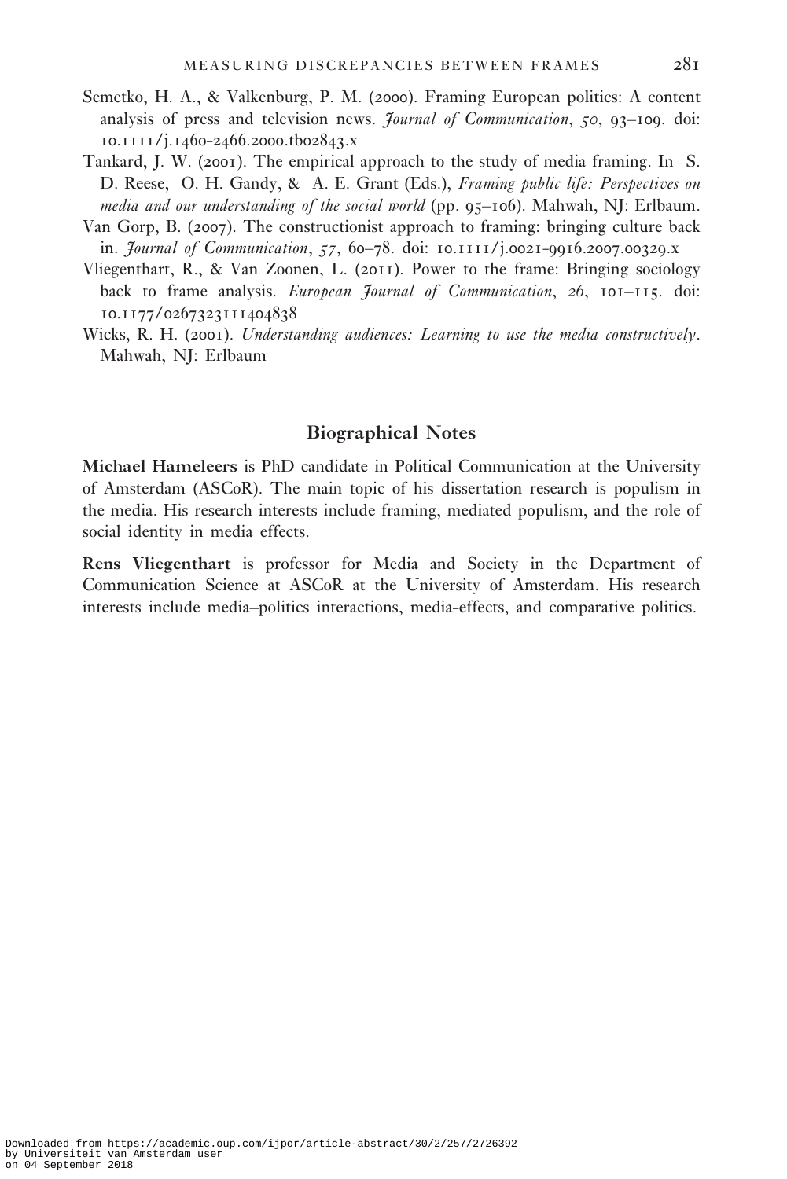Semetko, H. A., & Valkenburg, P. M. (2000). Framing European politics: A content analysis of press and television news. *Journal of Communication*, *50*, 93–109. doi: 10.1111/j.1460-2466.2000.tb02843.x

Tankard, J. W. (2001). The empirical approach to the study of media framing. In S. D. Reese, O. H. Gandy, & A. E. Grant (Eds.), *Framing public life: Perspectives on media and our understanding of the social world* (pp. 95–106). Mahwah, NJ: Erlbaum.

Van Gorp, B. (2007). The constructionist approach to framing: bringing culture back in. *Journal of Communication*, *57*, 60–78. doi: 10.1111/j.0021-9916.2007.00329.x

Vliegenthart, R., & Van Zoonen, L. (2011). Power to the frame: Bringing sociology back to frame analysis. *European Journal of Communication*, *26*, 101–115. doi: 10.1177/0267323111404838

Wicks, R. H. (2001). *Understanding audiences: Learning to use the media constructively*. Mahwah, NJ: Erlbaum

## Biographical Notes

**Michael Hameleers** is PhD candidate in Political Communication at the University of Amsterdam (ASCoR). The main topic of his dissertation research is populism in the media. His research interests include framing, mediated populism, and the role of social identity in media effects.

**Rens Vliegenthart** is professor for Media and Society in the Department of Communication Science at ASCoR at the University of Amsterdam. His research interests include media–politics interactions, media-effects, and comparative politics.